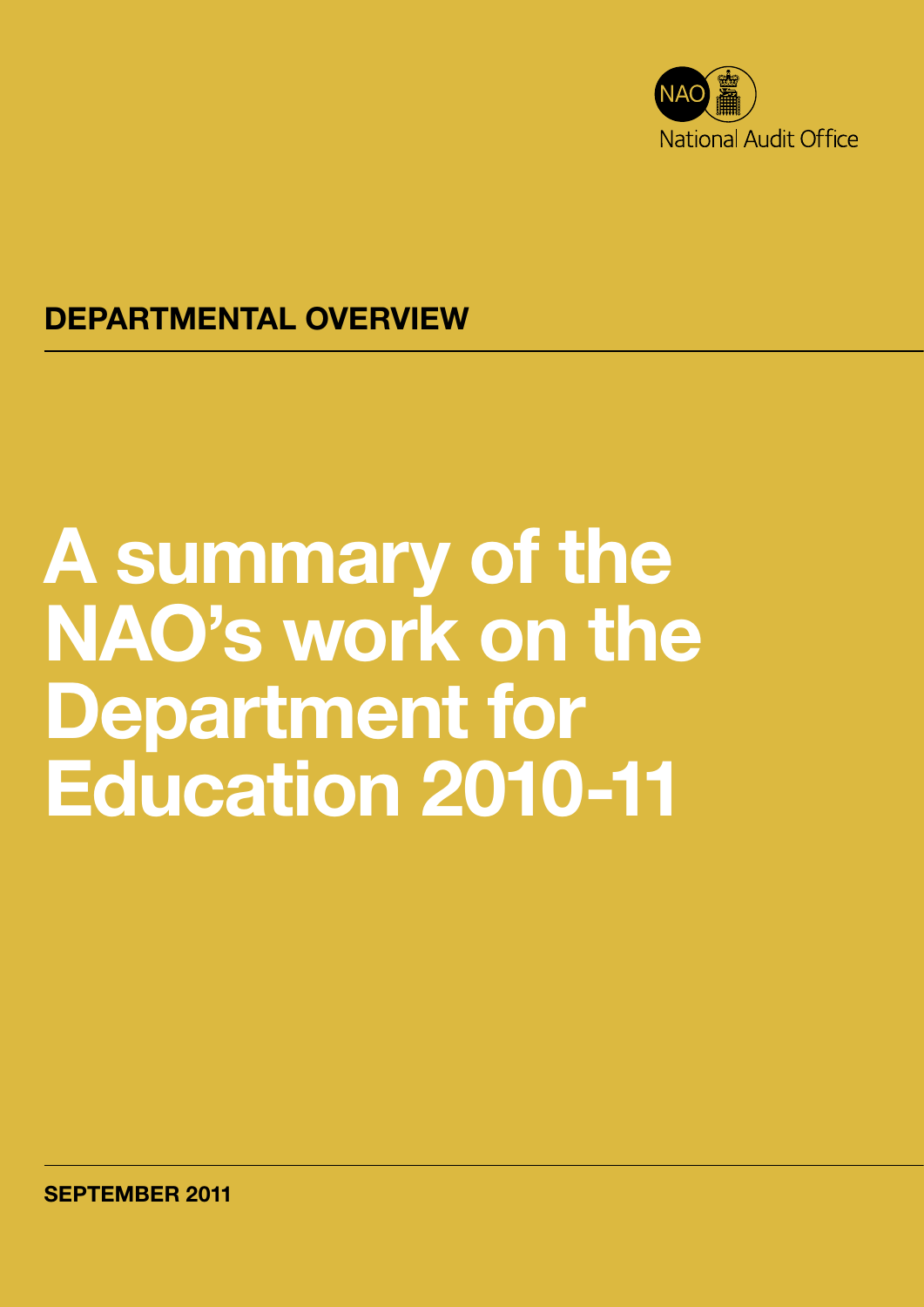National Audit Office

**DEPARTMENTAL OVERVIEW**

# A summary of the NAO's work on the Department for Education 2010-11

**SEPTEMBER 2011**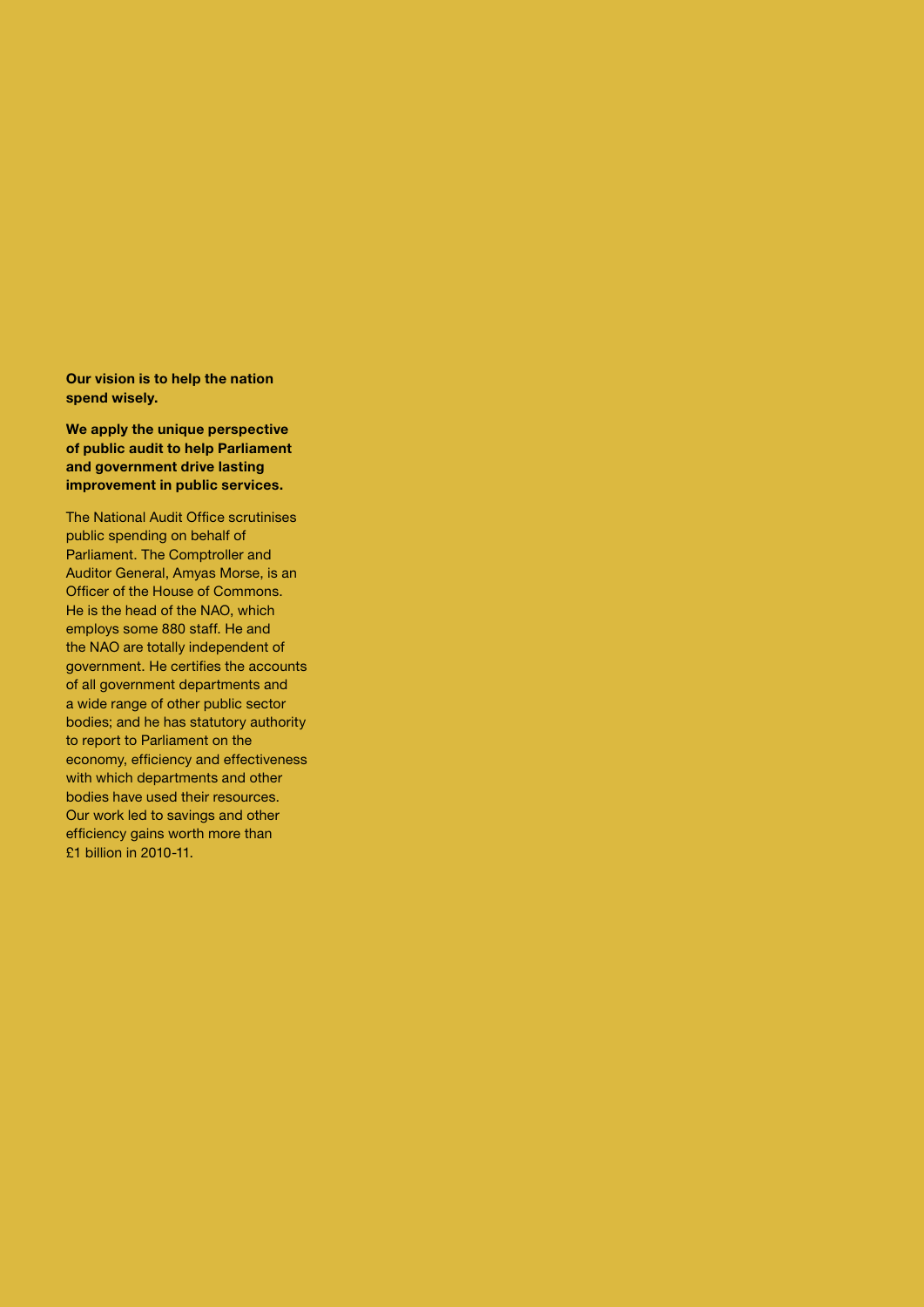**Our vision is to help the nation spend wisely.**

**We apply the unique perspective of public audit to help Parliament and government drive lasting improvement in public services.**

The National Audit Office scrutinises public spending on behalf of Parliament. The Comptroller and Auditor General, Amyas Morse, is an Officer of the House of Commons. He is the head of the NAO, which employs some 880 staff. He and the NAO are totally independent of government. He certifies the accounts of all government departments and a wide range of other public sector bodies; and he has statutory authority to report to Parliament on the economy, efficiency and effectiveness with which departments and other bodies have used their resources. Our work led to savings and other efficiency gains worth more than £1 billion in 2010-11.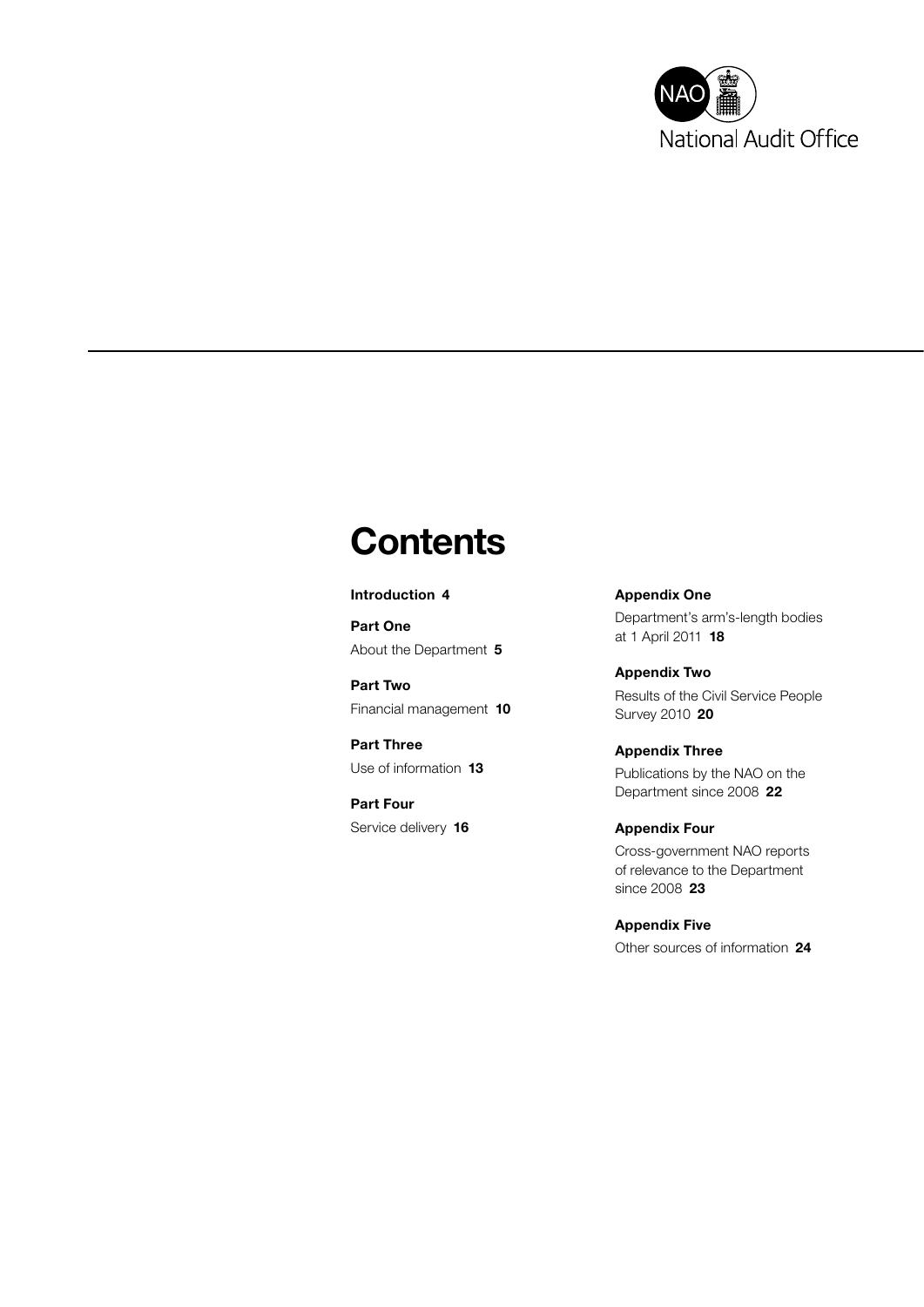# Contents

**Introduction 4**

**Part One**
About the Department **5**

**Part Two**
Financial management **10**

**Part Three**
Use of information **13**

**Part Four**
Service delivery **16**

**Appendix One**
Department's arm's-length bodies at 1 April 2011 **18**

**Appendix Two**
Results of the Civil Service People Survey 2010 **20**

**Appendix Three**
Publications by the NAO on the Department since 2008 **22**

**Appendix Four**
Cross-government NAO reports of relevance to the Department since 2008 **23**

**Appendix Five**
Other sources of information **24**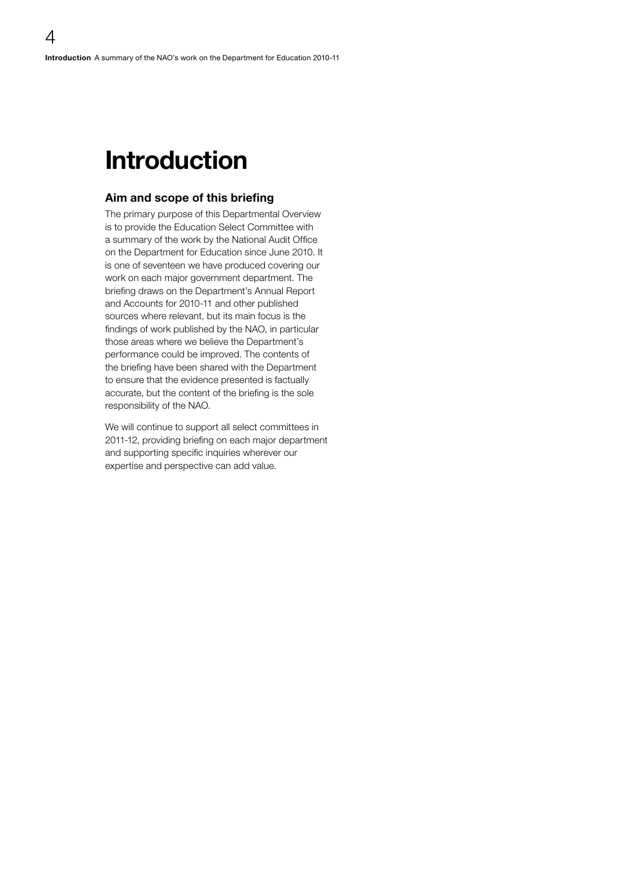# Introduction

## Aim and scope of this briefing

The primary purpose of this Departmental Overview is to provide the Education Select Committee with a summary of the work by the National Audit Office on the Department for Education since June 2010. It is one of seventeen we have produced covering our work on each major government department. The briefing draws on the Department's Annual Report and Accounts for 2010-11 and other published sources where relevant, but its main focus is the findings of work published by the NAO, in particular those areas where we believe the Department's performance could be improved. The contents of the briefing have been shared with the Department to ensure that the evidence presented is factually accurate, but the content of the briefing is the sole responsibility of the NAO.

We will continue to support all select committees in 2011-12, providing briefing on each major department and supporting specific inquiries wherever our expertise and perspective can add value.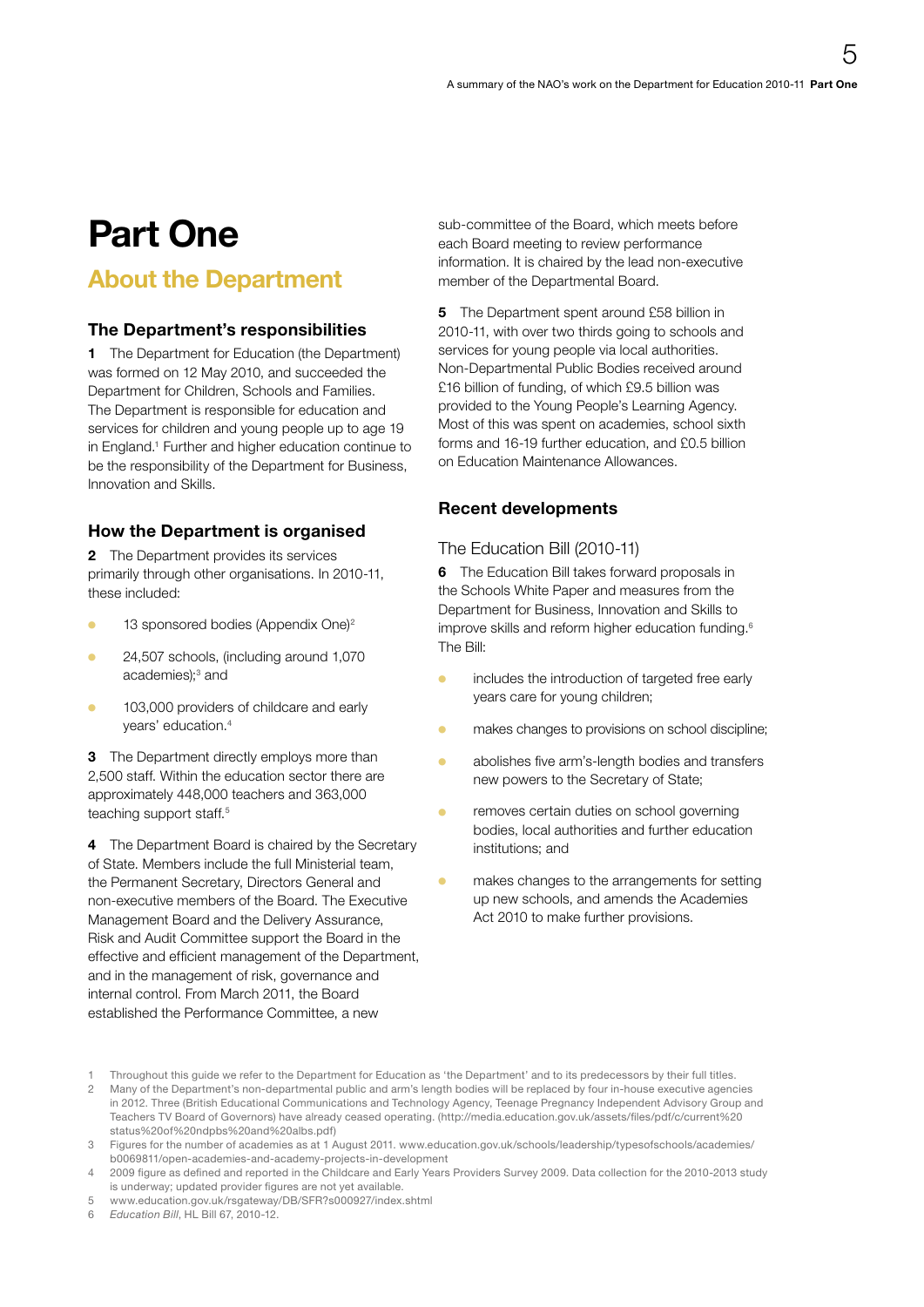# Part One

## About the Department

### The Department's responsibilities

**1** The Department for Education (the Department) was formed on 12 May 2010, and succeeded the Department for Children, Schools and Families. The Department is responsible for education and services for children and young people up to age 19 in England.[1] Further and higher education continue to be the responsibility of the Department for Business, Innovation and Skills.

### How the Department is organised

**2** The Department provides its services primarily through other organisations. In 2010-11, these included:

- 13 sponsored bodies (Appendix One)[2]
- 24,507 schools, (including around 1,070 academies);[3] and
- 103,000 providers of childcare and early years' education.[4]

**3** The Department directly employs more than 2,500 staff. Within the education sector there are approximately 448,000 teachers and 363,000 teaching support staff.[5]

**4** The Department Board is chaired by the Secretary of State. Members include the full Ministerial team, the Permanent Secretary, Directors General and non-executive members of the Board. The Executive Management Board and the Delivery Assurance, Risk and Audit Committee support the Board in the effective and efficient management of the Department, and in the management of risk, governance and internal control. From March 2011, the Board established the Performance Committee, a new sub-committee of the Board, which meets before each Board meeting to review performance information. It is chaired by the lead non-executive member of the Departmental Board.

**5** The Department spent around £58 billion in 2010-11, with over two thirds going to schools and services for young people via local authorities. Non-Departmental Public Bodies received around £16 billion of funding, of which £9.5 billion was provided to the Young People's Learning Agency. Most of this was spent on academies, school sixth forms and 16-19 further education, and £0.5 billion on Education Maintenance Allowances.

### Recent developments

#### The Education Bill (2010-11)

**6** The Education Bill takes forward proposals in the Schools White Paper and measures from the Department for Business, Innovation and Skills to improve skills and reform higher education funding.[6] The Bill:

- includes the introduction of targeted free early years care for young children;
- makes changes to provisions on school discipline;
- abolishes five arm's-length bodies and transfers new powers to the Secretary of State;
- removes certain duties on school governing bodies, local authorities and further education institutions; and
- makes changes to the arrangements for setting up new schools, and amends the Academies Act 2010 to make further provisions.

---

1 Throughout this guide we refer to the Department for Education as 'the Department' and to its predecessors by their full titles.

2 Many of the Department's non-departmental public and arm's length bodies will be replaced by four in-house executive agencies in 2012. Three (British Educational Communications and Technology Agency, Teenage Pregnancy Independent Advisory Group and Teachers TV Board of Governors) have already ceased operating. (http://media.education.gov.uk/assets/files/pdf/c/current%20status%20of%20ndpbs%20and%20albs.pdf)

3 Figures for the number of academies as at 1 August 2011. www.education.gov.uk/schools/leadership/typesofschools/academies/b0069811/open-academies-and-academy-projects-in-development

4 2009 figure as defined and reported in the Childcare and Early Years Providers Survey 2009. Data collection for the 2010-2013 study is underway; updated provider figures are not yet available.

5 www.education.gov.uk/rsgateway/DB/SFR?s000927/index.shtml

6 *Education Bill*, HL Bill 67, 2010-12.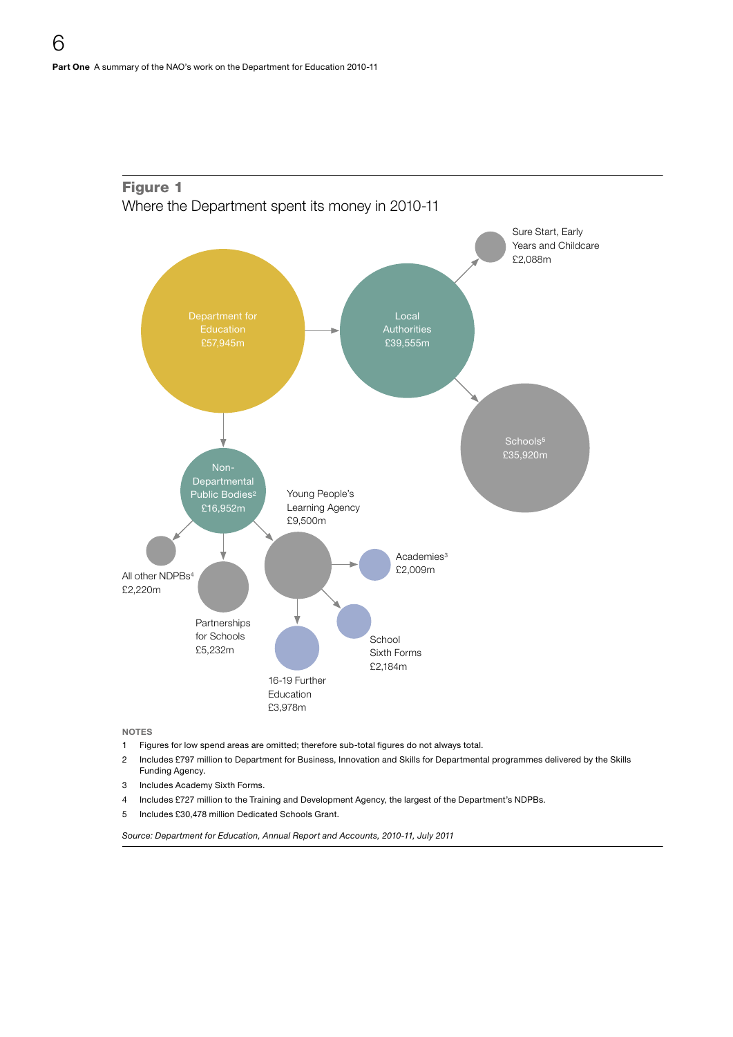## Figure 1

Where the Department spent its money in 2010-11

Department for Education £57,945m

Local Authorities £39,555m

Sure Start, Early Years and Childcare £2,088m

Schools[5] £35,920m

Non-Departmental Public Bodies[2] £16,952m

Young People's Learning Agency £9,500m

Academies[3] £2,009m

All other NDPBs[4] £2,220m

Partnerships for Schools £5,232m

School Sixth Forms £2,184m

16-19 Further Education £3,978m

**NOTES**

1. Figures for low spend areas are omitted; therefore sub-total figures do not always total.
2. Includes £797 million to Department for Business, Innovation and Skills for Departmental programmes delivered by the Skills Funding Agency.
3. Includes Academy Sixth Forms.
4. Includes £727 million to the Training and Development Agency, the largest of the Department's NDPBs.
5. Includes £30,478 million Dedicated Schools Grant.

*Source: Department for Education, Annual Report and Accounts, 2010-11, July 2011*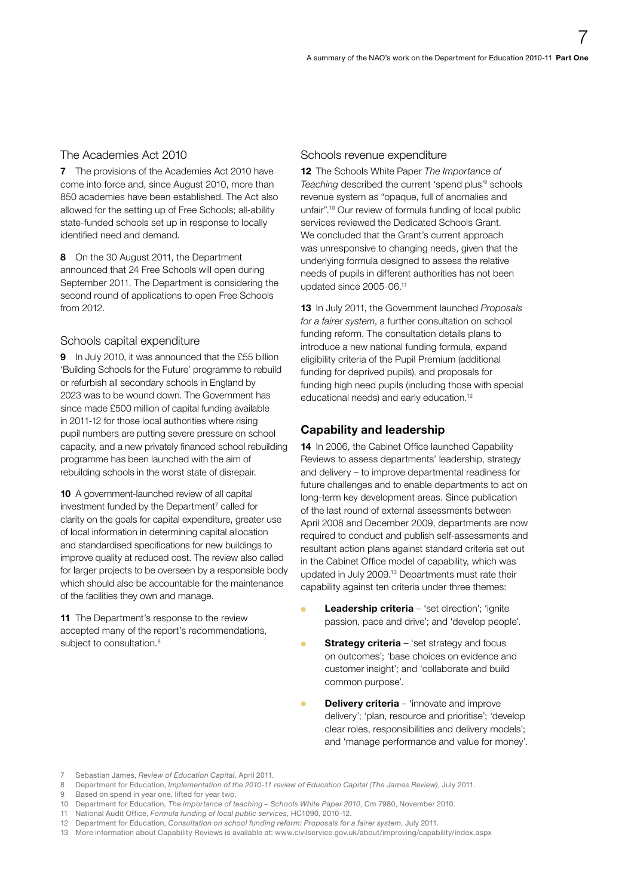### The Academies Act 2010

**7** The provisions of the Academies Act 2010 have come into force and, since August 2010, more than 850 academies have been established. The Act also allowed for the setting up of Free Schools; all-ability state-funded schools set up in response to locally identified need and demand.

**8** On the 30 August 2011, the Department announced that 24 Free Schools will open during September 2011. The Department is considering the second round of applications to open Free Schools from 2012.

### Schools capital expenditure

**9** In July 2010, it was announced that the £55 billion 'Building Schools for the Future' programme to rebuild or refurbish all secondary schools in England by 2023 was to be wound down. The Government has since made £500 million of capital funding available in 2011-12 for those local authorities where rising pupil numbers are putting severe pressure on school capacity, and a new privately financed school rebuilding programme has been launched with the aim of rebuilding schools in the worst state of disrepair.

**10** A government-launched review of all capital investment funded by the Department[7] called for clarity on the goals for capital expenditure, greater use of local information in determining capital allocation and standardised specifications for new buildings to improve quality at reduced cost. The review also called for larger projects to be overseen by a responsible body which should also be accountable for the maintenance of the facilities they own and manage.

**11** The Department's response to the review accepted many of the report's recommendations, subject to consultation.[8]

### Schools revenue expenditure

**12** The Schools White Paper *The Importance of Teaching* described the current 'spend plus'[9] schools revenue system as "opaque, full of anomalies and unfair".[10] Our review of formula funding of local public services reviewed the Dedicated Schools Grant. We concluded that the Grant's current approach was unresponsive to changing needs, given that the underlying formula designed to assess the relative needs of pupils in different authorities has not been updated since 2005-06.[11]

**13** In July 2011, the Government launched *Proposals for a fairer system*, a further consultation on school funding reform. The consultation details plans to introduce a new national funding formula, expand eligibility criteria of the Pupil Premium (additional funding for deprived pupils), and proposals for funding high need pupils (including those with special educational needs) and early education.[12]

## Capability and leadership

**14** In 2006, the Cabinet Office launched Capability Reviews to assess departments' leadership, strategy and delivery – to improve departmental readiness for future challenges and to enable departments to act on long-term key development areas. Since publication of the last round of external assessments between April 2008 and December 2009, departments are now required to conduct and publish self-assessments and resultant action plans against standard criteria set out in the Cabinet Office model of capability, which was updated in July 2009.[13] Departments must rate their capability against ten criteria under three themes:

- **Leadership criteria** – 'set direction'; 'ignite passion, pace and drive'; and 'develop people'.
- **Strategy criteria** – 'set strategy and focus on outcomes'; 'base choices on evidence and customer insight'; and 'collaborate and build common purpose'.
- **Delivery criteria** – 'innovate and improve delivery'; 'plan, resource and prioritise'; 'develop clear roles, responsibilities and delivery models'; and 'manage performance and value for money'.

7 Sebastian James, *Review of Education Capital*, April 2011.
8 Department for Education, *Implementation of the 2010-11 review of Education Capital (The James Review)*, July 2011.
9 Based on spend in year one, lifted for year two.
10 Department for Education, *The importance of teaching – Schools White Paper 2010*, Cm 7980, November 2010.
11 National Audit Office, *Formula funding of local public services*, HC1090, 2010-12.
12 Department for Education, *Consultation on school funding reform: Proposals for a fairer system*, July 2011.
13 More information about Capability Reviews is available at: www.civilservice.gov.uk/about/improving/capability/index.aspx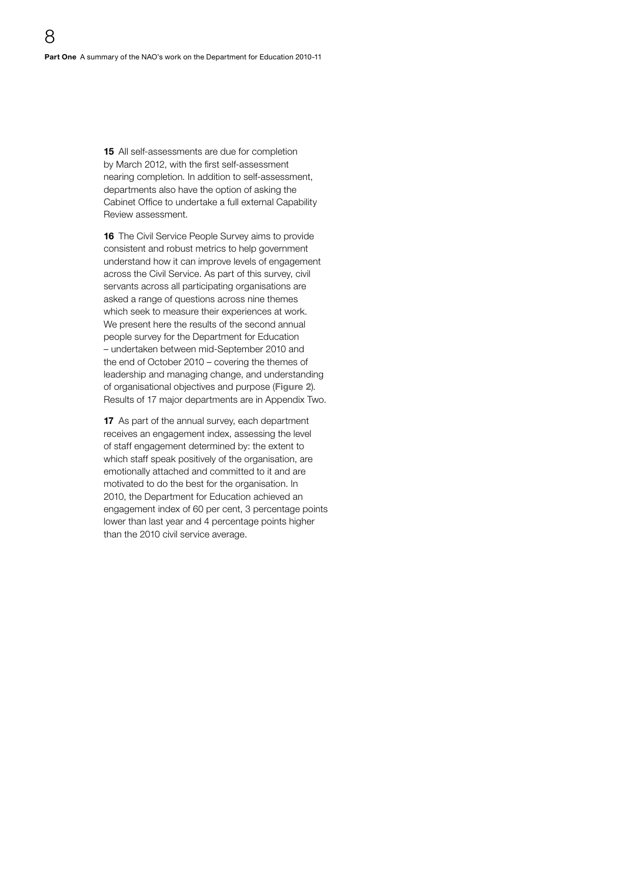**15** All self-assessments are due for completion by March 2012, with the first self-assessment nearing completion. In addition to self-assessment, departments also have the option of asking the Cabinet Office to undertake a full external Capability Review assessment.

**16** The Civil Service People Survey aims to provide consistent and robust metrics to help government understand how it can improve levels of engagement across the Civil Service. As part of this survey, civil servants across all participating organisations are asked a range of questions across nine themes which seek to measure their experiences at work. We present here the results of the second annual people survey for the Department for Education – undertaken between mid-September 2010 and the end of October 2010 – covering the themes of leadership and managing change, and understanding of organisational objectives and purpose (**Figure 2**). Results of 17 major departments are in Appendix Two.

**17** As part of the annual survey, each department receives an engagement index, assessing the level of staff engagement determined by: the extent to which staff speak positively of the organisation, are emotionally attached and committed to it and are motivated to do the best for the organisation. In 2010, the Department for Education achieved an engagement index of 60 per cent, 3 percentage points lower than last year and 4 percentage points higher than the 2010 civil service average.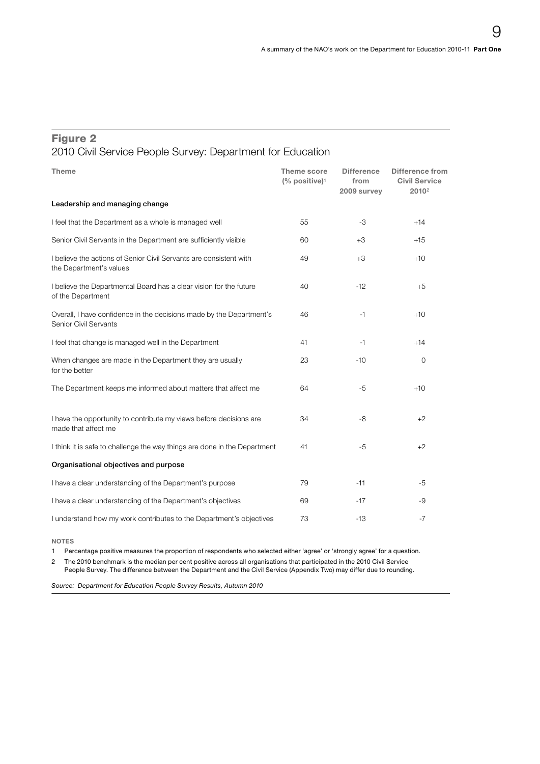## Figure 2

2010 Civil Service People Survey: Department for Education

| Theme | Theme score (% positive)[1] | Difference from 2009 survey | Difference from Civil Service 2010[2] |
|---|---|---|---|
| **Leadership and managing change** | | | |
| I feel that the Department as a whole is managed well | 55 | -3 | +14 |
| Senior Civil Servants in the Department are sufficiently visible | 60 | +3 | +15 |
| I believe the actions of Senior Civil Servants are consistent with the Department's values | 49 | +3 | +10 |
| I believe the Departmental Board has a clear vision for the future of the Department | 40 | -12 | +5 |
| Overall, I have confidence in the decisions made by the Department's Senior Civil Servants | 46 | -1 | +10 |
| I feel that change is managed well in the Department | 41 | -1 | +14 |
| When changes are made in the Department they are usually for the better | 23 | -10 | 0 |
| The Department keeps me informed about matters that affect me | 64 | -5 | +10 |
| I have the opportunity to contribute my views before decisions are made that affect me | 34 | -8 | +2 |
| I think it is safe to challenge the way things are done in the Department | 41 | -5 | +2 |
| **Organisational objectives and purpose** | | | |
| I have a clear understanding of the Department's purpose | 79 | -11 | -5 |
| I have a clear understanding of the Department's objectives | 69 | -17 | -9 |
| I understand how my work contributes to the Department's objectives | 73 | -13 | -7 |

**NOTES**

1 Percentage positive measures the proportion of respondents who selected either 'agree' or 'strongly agree' for a question.

2 The 2010 benchmark is the median per cent positive across all organisations that participated in the 2010 Civil Service People Survey. The difference between the Department and the Civil Service (Appendix Two) may differ due to rounding.

*Source: Department for Education People Survey Results, Autumn 2010*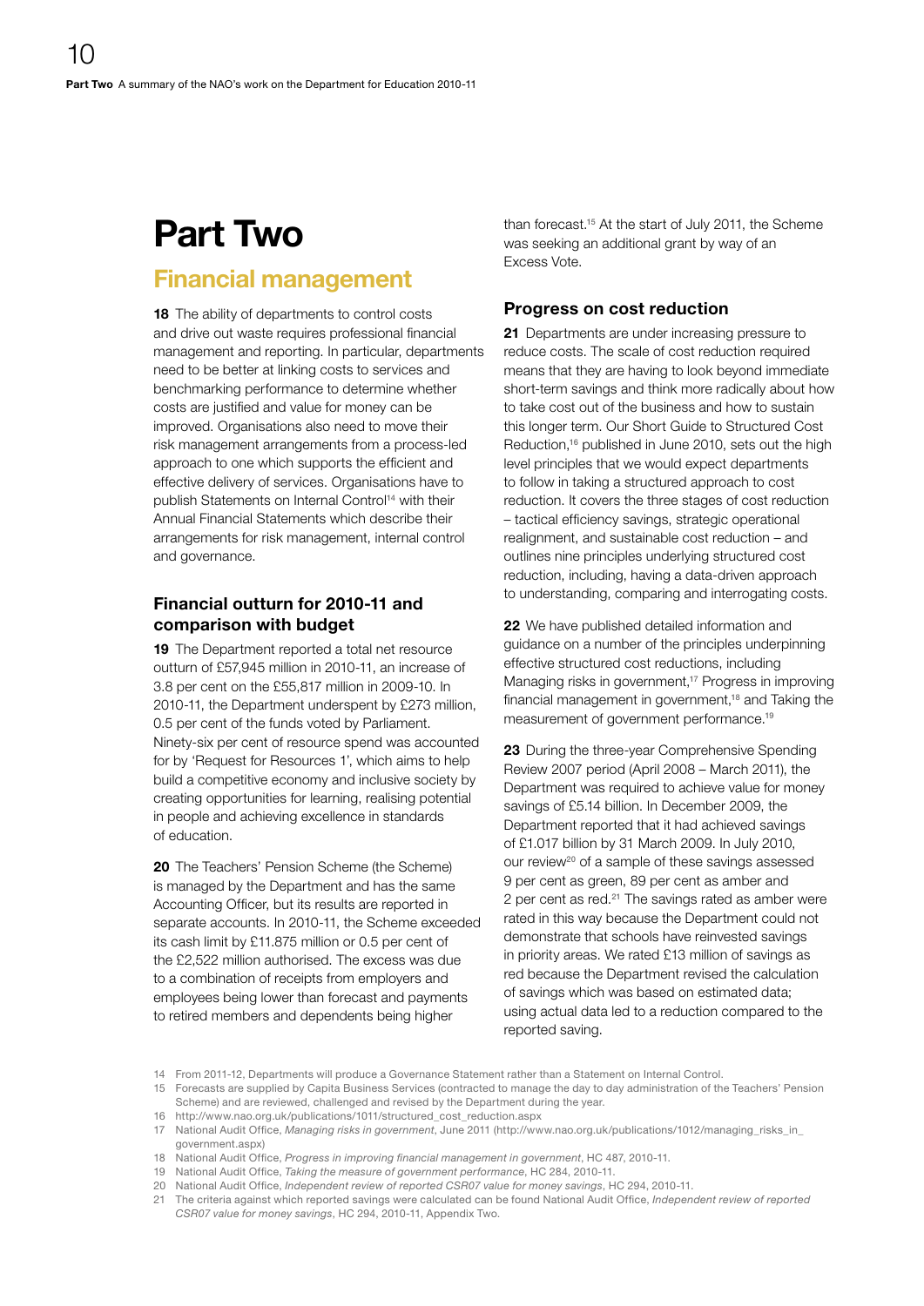# Part Two

## Financial management

**18** The ability of departments to control costs and drive out waste requires professional financial management and reporting. In particular, departments need to be better at linking costs to services and benchmarking performance to determine whether costs are justified and value for money can be improved. Organisations also need to move their risk management arrangements from a process-led approach to one which supports the efficient and effective delivery of services. Organisations have to publish Statements on Internal Control[14] with their Annual Financial Statements which describe their arrangements for risk management, internal control and governance.

### Financial outturn for 2010-11 and comparison with budget

**19** The Department reported a total net resource outturn of £57,945 million in 2010-11, an increase of 3.8 per cent on the £55,817 million in 2009-10. In 2010-11, the Department underspent by £273 million, 0.5 per cent of the funds voted by Parliament. Ninety-six per cent of resource spend was accounted for by 'Request for Resources 1', which aims to help build a competitive economy and inclusive society by creating opportunities for learning, realising potential in people and achieving excellence in standards of education.

**20** The Teachers' Pension Scheme (the Scheme) is managed by the Department and has the same Accounting Officer, but its results are reported in separate accounts. In 2010-11, the Scheme exceeded its cash limit by £11.875 million or 0.5 per cent of the £2,522 million authorised. The excess was due to a combination of receipts from employers and employees being lower than forecast and payments to retired members and dependents being higher than forecast.[15] At the start of July 2011, the Scheme was seeking an additional grant by way of an Excess Vote.

### Progress on cost reduction

**21** Departments are under increasing pressure to reduce costs. The scale of cost reduction required means that they are having to look beyond immediate short-term savings and think more radically about how to take cost out of the business and how to sustain this longer term. Our Short Guide to Structured Cost Reduction,[16] published in June 2010, sets out the high level principles that we would expect departments to follow in taking a structured approach to cost reduction. It covers the three stages of cost reduction – tactical efficiency savings, strategic operational realignment, and sustainable cost reduction – and outlines nine principles underlying structured cost reduction, including, having a data-driven approach to understanding, comparing and interrogating costs.

**22** We have published detailed information and guidance on a number of the principles underpinning effective structured cost reductions, including Managing risks in government,[17] Progress in improving financial management in government,[18] and Taking the measurement of government performance.[19]

**23** During the three-year Comprehensive Spending Review 2007 period (April 2008 – March 2011), the Department was required to achieve value for money savings of £5.14 billion. In December 2009, the Department reported that it had achieved savings of £1.017 billion by 31 March 2009. In July 2010, our review[20] of a sample of these savings assessed 9 per cent as green, 89 per cent as amber and 2 per cent as red.[21] The savings rated as amber were rated in this way because the Department could not demonstrate that schools have reinvested savings in priority areas. We rated £13 million of savings as red because the Department revised the calculation of savings which was based on estimated data; using actual data led to a reduction compared to the reported saving.

14 From 2011-12, Departments will produce a Governance Statement rather than a Statement on Internal Control.

15 Forecasts are supplied by Capita Business Services (contracted to manage the day to day administration of the Teachers' Pension Scheme) and are reviewed, challenged and revised by the Department during the year.

16 http://www.nao.org.uk/publications/1011/structured_cost_reduction.aspx

17 National Audit Office, *Managing risks in government*, June 2011 (http://www.nao.org.uk/publications/1012/managing_risks_in_government.aspx)

18 National Audit Office, *Progress in improving financial management in government*, HC 487, 2010-11.

19 National Audit Office, *Taking the measure of government performance*, HC 284, 2010-11.

20 National Audit Office, *Independent review of reported CSR07 value for money savings*, HC 294, 2010-11.

21 The criteria against which reported savings were calculated can be found National Audit Office, *Independent review of reported CSR07 value for money savings*, HC 294, 2010-11, Appendix Two.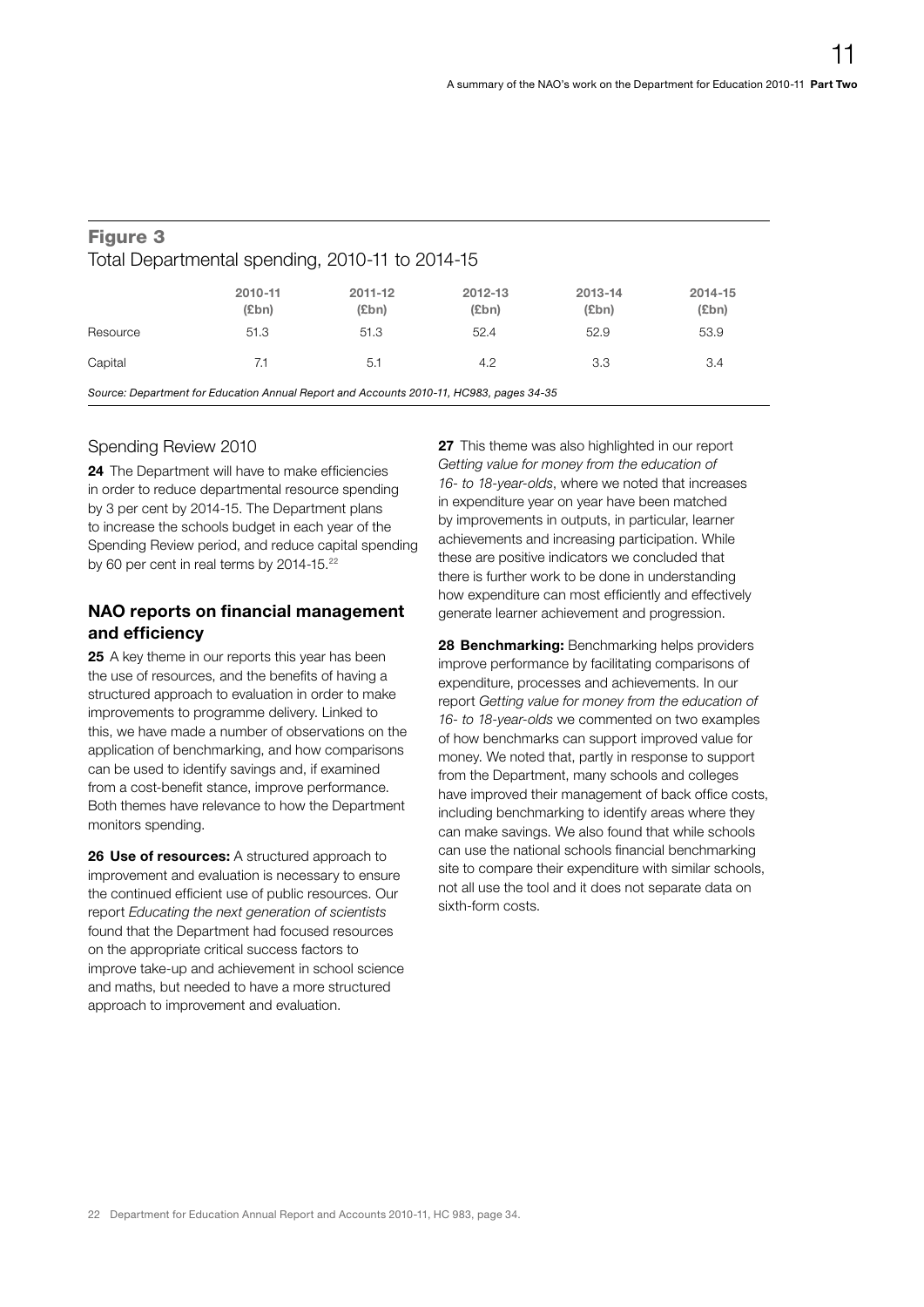## Figure 3

Total Departmental spending, 2010-11 to 2014-15

| | 2010-11 (£bn) | 2011-12 (£bn) | 2012-13 (£bn) | 2013-14 (£bn) | 2014-15 (£bn) |
|---|---|---|---|---|---|
| Resource | 51.3 | 51.3 | 52.4 | 52.9 | 53.9 |
| Capital | 7.1 | 5.1 | 4.2 | 3.3 | 3.4 |

*Source: Department for Education Annual Report and Accounts 2010-11, HC983, pages 34-35*

### Spending Review 2010

**24** The Department will have to make efficiencies in order to reduce departmental resource spending by 3 per cent by 2014-15. The Department plans to increase the schools budget in each year of the Spending Review period, and reduce capital spending by 60 per cent in real terms by 2014-15.[22]

## NAO reports on financial management and efficiency

**25** A key theme in our reports this year has been the use of resources, and the benefits of having a structured approach to evaluation in order to make improvements to programme delivery. Linked to this, we have made a number of observations on the application of benchmarking, and how comparisons can be used to identify savings and, if examined from a cost-benefit stance, improve performance. Both themes have relevance to how the Department monitors spending.

**26 Use of resources:** A structured approach to improvement and evaluation is necessary to ensure the continued efficient use of public resources. Our report *Educating the next generation of scientists* found that the Department had focused resources on the appropriate critical success factors to improve take-up and achievement in school science and maths, but needed to have a more structured approach to improvement and evaluation.

**27** This theme was also highlighted in our report *Getting value for money from the education of 16- to 18-year-olds*, where we noted that increases in expenditure year on year have been matched by improvements in outputs, in particular, learner achievements and increasing participation. While these are positive indicators we concluded that there is further work to be done in understanding how expenditure can most efficiently and effectively generate learner achievement and progression.

**28 Benchmarking:** Benchmarking helps providers improve performance by facilitating comparisons of expenditure, processes and achievements. In our report *Getting value for money from the education of 16- to 18-year-olds* we commented on two examples of how benchmarks can support improved value for money. We noted that, partly in response to support from the Department, many schools and colleges have improved their management of back office costs, including benchmarking to identify areas where they can make savings. We also found that while schools can use the national schools financial benchmarking site to compare their expenditure with similar schools, not all use the tool and it does not separate data on sixth-form costs.

22 Department for Education Annual Report and Accounts 2010-11, HC 983, page 34.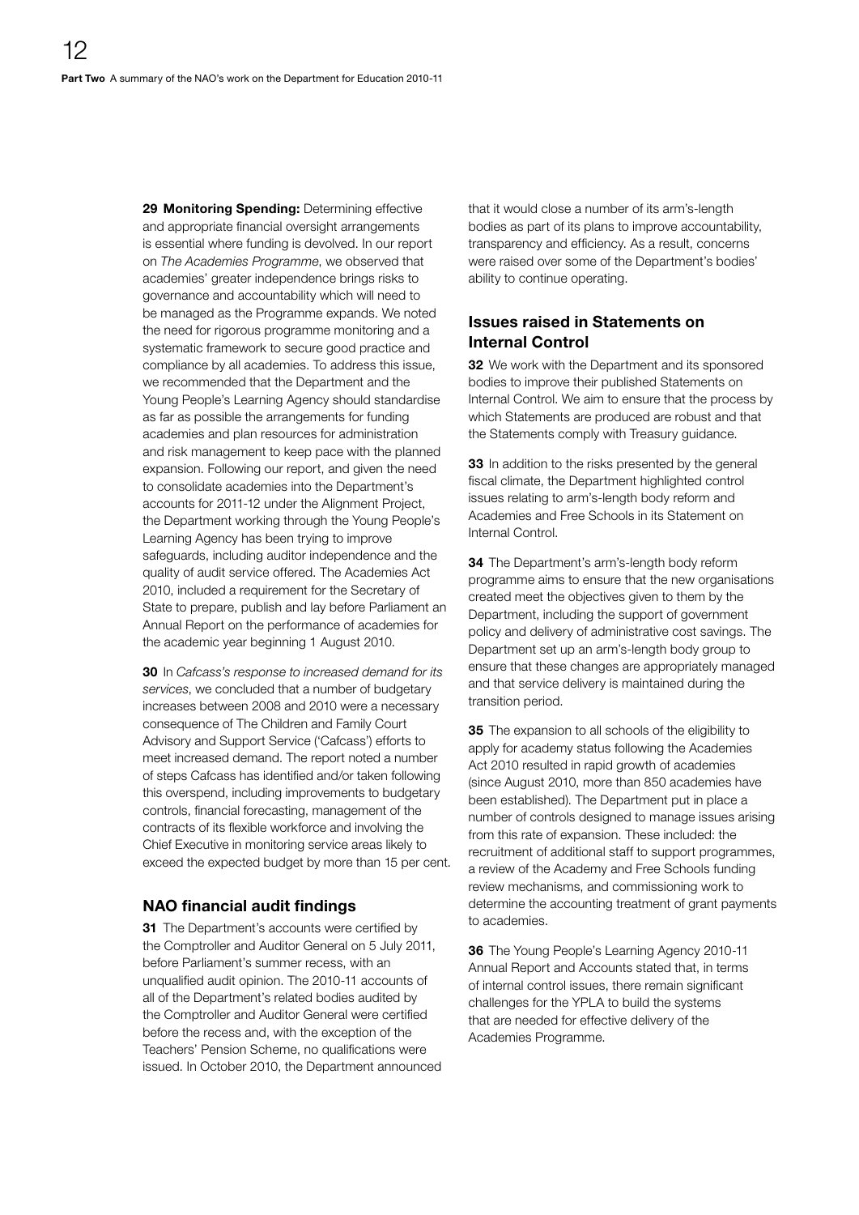**29** **Monitoring Spending:** Determining effective and appropriate financial oversight arrangements is essential where funding is devolved. In our report on *The Academies Programme*, we observed that academies' greater independence brings risks to governance and accountability which will need to be managed as the Programme expands. We noted the need for rigorous programme monitoring and a systematic framework to secure good practice and compliance by all academies. To address this issue, we recommended that the Department and the Young People's Learning Agency should standardise as far as possible the arrangements for funding academies and plan resources for administration and risk management to keep pace with the planned expansion. Following our report, and given the need to consolidate academies into the Department's accounts for 2011-12 under the Alignment Project, the Department working through the Young People's Learning Agency has been trying to improve safeguards, including auditor independence and the quality of audit service offered. The Academies Act 2010, included a requirement for the Secretary of State to prepare, publish and lay before Parliament an Annual Report on the performance of academies for the academic year beginning 1 August 2010.

**30** In *Cafcass's response to increased demand for its services*, we concluded that a number of budgetary increases between 2008 and 2010 were a necessary consequence of The Children and Family Court Advisory and Support Service ('Cafcass') efforts to meet increased demand. The report noted a number of steps Cafcass has identified and/or taken following this overspend, including improvements to budgetary controls, financial forecasting, management of the contracts of its flexible workforce and involving the Chief Executive in monitoring service areas likely to exceed the expected budget by more than 15 per cent.

## NAO financial audit findings

**31** The Department's accounts were certified by the Comptroller and Auditor General on 5 July 2011, before Parliament's summer recess, with an unqualified audit opinion. The 2010-11 accounts of all of the Department's related bodies audited by the Comptroller and Auditor General were certified before the recess and, with the exception of the Teachers' Pension Scheme, no qualifications were issued. In October 2010, the Department announced that it would close a number of its arm's-length bodies as part of its plans to improve accountability, transparency and efficiency. As a result, concerns were raised over some of the Department's bodies' ability to continue operating.

## Issues raised in Statements on Internal Control

**32** We work with the Department and its sponsored bodies to improve their published Statements on Internal Control. We aim to ensure that the process by which Statements are produced are robust and that the Statements comply with Treasury guidance.

**33** In addition to the risks presented by the general fiscal climate, the Department highlighted control issues relating to arm's-length body reform and Academies and Free Schools in its Statement on Internal Control.

**34** The Department's arm's-length body reform programme aims to ensure that the new organisations created meet the objectives given to them by the Department, including the support of government policy and delivery of administrative cost savings. The Department set up an arm's-length body group to ensure that these changes are appropriately managed and that service delivery is maintained during the transition period.

**35** The expansion to all schools of the eligibility to apply for academy status following the Academies Act 2010 resulted in rapid growth of academies (since August 2010, more than 850 academies have been established). The Department put in place a number of controls designed to manage issues arising from this rate of expansion. These included: the recruitment of additional staff to support programmes, a review of the Academy and Free Schools funding review mechanisms, and commissioning work to determine the accounting treatment of grant payments to academies.

**36** The Young People's Learning Agency 2010-11 Annual Report and Accounts stated that, in terms of internal control issues, there remain significant challenges for the YPLA to build the systems that are needed for effective delivery of the Academies Programme.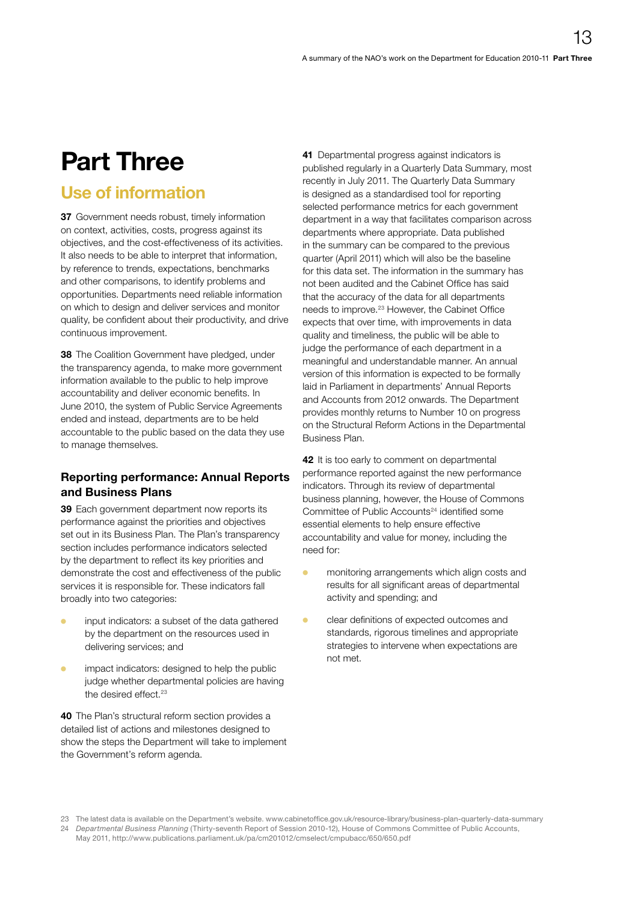# Part Three

## Use of information

**37** Government needs robust, timely information on context, activities, costs, progress against its objectives, and the cost-effectiveness of its activities. It also needs to be able to interpret that information, by reference to trends, expectations, benchmarks and other comparisons, to identify problems and opportunities. Departments need reliable information on which to design and deliver services and monitor quality, be confident about their productivity, and drive continuous improvement.

**38** The Coalition Government have pledged, under the transparency agenda, to make more government information available to the public to help improve accountability and deliver economic benefits. In June 2010, the system of Public Service Agreements ended and instead, departments are to be held accountable to the public based on the data they use to manage themselves.

### Reporting performance: Annual Reports and Business Plans

**39** Each government department now reports its performance against the priorities and objectives set out in its Business Plan. The Plan's transparency section includes performance indicators selected by the department to reflect its key priorities and demonstrate the cost and effectiveness of the public services it is responsible for. These indicators fall broadly into two categories:

- input indicators: a subset of the data gathered by the department on the resources used in delivering services; and
- impact indicators: designed to help the public judge whether departmental policies are having the desired effect.[23]

**40** The Plan's structural reform section provides a detailed list of actions and milestones designed to show the steps the Department will take to implement the Government's reform agenda.

**41** Departmental progress against indicators is published regularly in a Quarterly Data Summary, most recently in July 2011. The Quarterly Data Summary is designed as a standardised tool for reporting selected performance metrics for each government department in a way that facilitates comparison across departments where appropriate. Data published in the summary can be compared to the previous quarter (April 2011) which will also be the baseline for this data set. The information in the summary has not been audited and the Cabinet Office has said that the accuracy of the data for all departments needs to improve.[23] However, the Cabinet Office expects that over time, with improvements in data quality and timeliness, the public will be able to judge the performance of each department in a meaningful and understandable manner. An annual version of this information is expected to be formally laid in Parliament in departments' Annual Reports and Accounts from 2012 onwards. The Department provides monthly returns to Number 10 on progress on the Structural Reform Actions in the Departmental Business Plan.

**42** It is too early to comment on departmental performance reported against the new performance indicators. Through its review of departmental business planning, however, the House of Commons Committee of Public Accounts[24] identified some essential elements to help ensure effective accountability and value for money, including the need for:

- monitoring arrangements which align costs and results for all significant areas of departmental activity and spending; and
- clear definitions of expected outcomes and standards, rigorous timelines and appropriate strategies to intervene when expectations are not met.

---

23 The latest data is available on the Department's website. www.cabinetoffice.gov.uk/resource-library/business-plan-quarterly-data-summary

24 *Departmental Business Planning* (Thirty-seventh Report of Session 2010-12), House of Commons Committee of Public Accounts, May 2011, http://www.publications.parliament.uk/pa/cm201012/cmselect/cmpubacc/650/650.pdf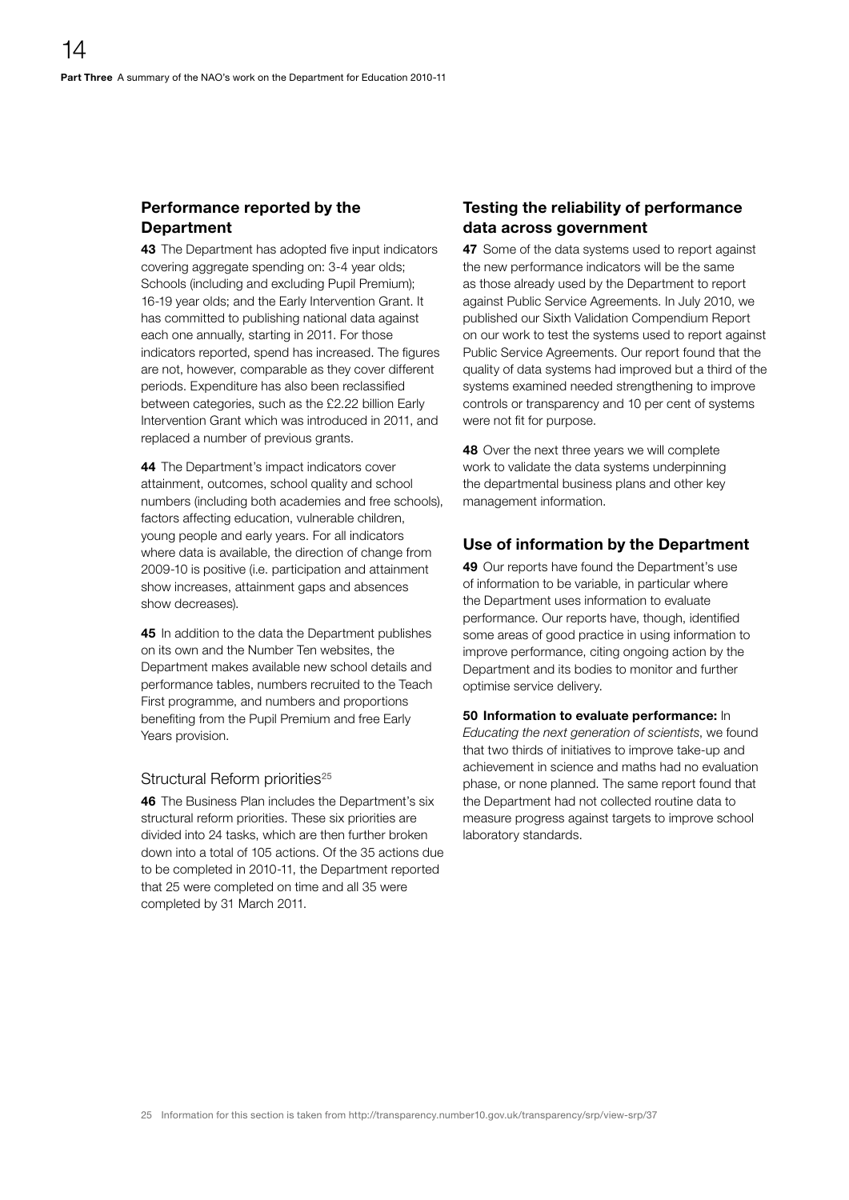## Performance reported by the Department

**43** The Department has adopted five input indicators covering aggregate spending on: 3-4 year olds; Schools (including and excluding Pupil Premium); 16-19 year olds; and the Early Intervention Grant. It has committed to publishing national data against each one annually, starting in 2011. For those indicators reported, spend has increased. The figures are not, however, comparable as they cover different periods. Expenditure has also been reclassified between categories, such as the £2.22 billion Early Intervention Grant which was introduced in 2011, and replaced a number of previous grants.

**44** The Department's impact indicators cover attainment, outcomes, school quality and school numbers (including both academies and free schools), factors affecting education, vulnerable children, young people and early years. For all indicators where data is available, the direction of change from 2009-10 is positive (i.e. participation and attainment show increases, attainment gaps and absences show decreases).

**45** In addition to the data the Department publishes on its own and the Number Ten websites, the Department makes available new school details and performance tables, numbers recruited to the Teach First programme, and numbers and proportions benefiting from the Pupil Premium and free Early Years provision.

### Structural Reform priorities[25]

**46** The Business Plan includes the Department's six structural reform priorities. These six priorities are divided into 24 tasks, which are then further broken down into a total of 105 actions. Of the 35 actions due to be completed in 2010-11, the Department reported that 25 were completed on time and all 35 were completed by 31 March 2011.

## Testing the reliability of performance data across government

**47** Some of the data systems used to report against the new performance indicators will be the same as those already used by the Department to report against Public Service Agreements. In July 2010, we published our Sixth Validation Compendium Report on our work to test the systems used to report against Public Service Agreements. Our report found that the quality of data systems had improved but a third of the systems examined needed strengthening to improve controls or transparency and 10 per cent of systems were not fit for purpose.

**48** Over the next three years we will complete work to validate the data systems underpinning the departmental business plans and other key management information.

## Use of information by the Department

**49** Our reports have found the Department's use of information to be variable, in particular where the Department uses information to evaluate performance. Our reports have, though, identified some areas of good practice in using information to improve performance, citing ongoing action by the Department and its bodies to monitor and further optimise service delivery.

**50 Information to evaluate performance:** In *Educating the next generation of scientists*, we found that two thirds of initiatives to improve take-up and achievement in science and maths had no evaluation phase, or none planned. The same report found that the Department had not collected routine data to measure progress against targets to improve school laboratory standards.

25 Information for this section is taken from http://transparency.number10.gov.uk/transparency/srp/view-srp/37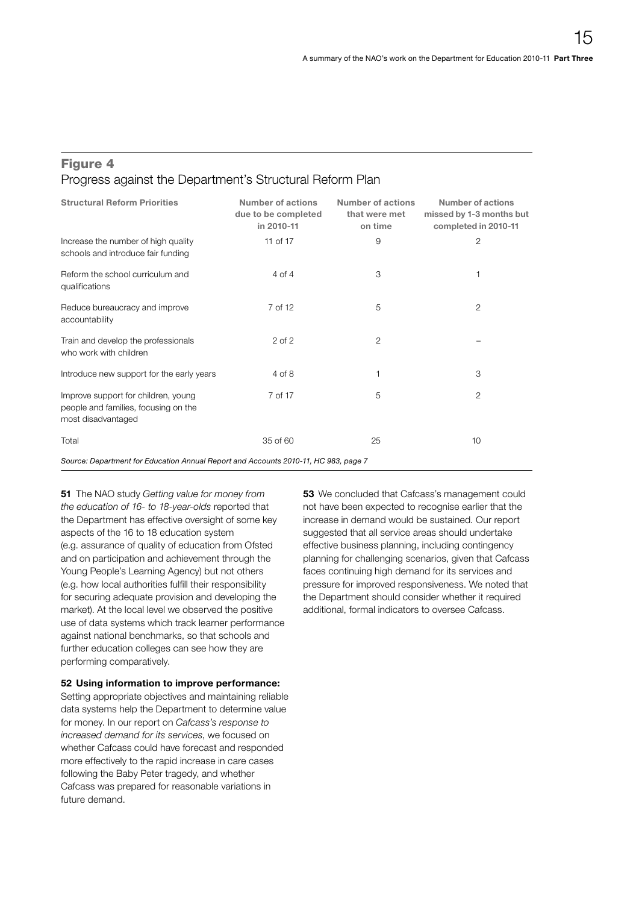## Figure 4

Progress against the Department's Structural Reform Plan

| Structural Reform Priorities | Number of actions due to be completed in 2010-11 | Number of actions that were met on time | Number of actions missed by 1-3 months but completed in 2010-11 |
|---|---|---|---|
| Increase the number of high quality schools and introduce fair funding | 11 of 17 | 9 | 2 |
| Reform the school curriculum and qualifications | 4 of 4 | 3 | 1 |
| Reduce bureaucracy and improve accountability | 7 of 12 | 5 | 2 |
| Train and develop the professionals who work with children | 2 of 2 | 2 | – |
| Introduce new support for the early years | 4 of 8 | 1 | 3 |
| Improve support for children, young people and families, focusing on the most disadvantaged | 7 of 17 | 5 | 2 |
| Total | 35 of 60 | 25 | 10 |

*Source: Department for Education Annual Report and Accounts 2010-11, HC 983, page 7*

**51** The NAO study *Getting value for money from the education of 16- to 18-year-olds* reported that the Department has effective oversight of some key aspects of the 16 to 18 education system (e.g. assurance of quality of education from Ofsted and on participation and achievement through the Young People's Learning Agency) but not others (e.g. how local authorities fulfill their responsibility for securing adequate provision and developing the market). At the local level we observed the positive use of data systems which track learner performance against national benchmarks, so that schools and further education colleges can see how they are performing comparatively.

**52 Using information to improve performance:** Setting appropriate objectives and maintaining reliable data systems help the Department to determine value for money. In our report on *Cafcass's response to increased demand for its services*, we focused on whether Cafcass could have forecast and responded more effectively to the rapid increase in care cases following the Baby Peter tragedy, and whether Cafcass was prepared for reasonable variations in future demand.

**53** We concluded that Cafcass's management could not have been expected to recognise earlier that the increase in demand would be sustained. Our report suggested that all service areas should undertake effective business planning, including contingency planning for challenging scenarios, given that Cafcass faces continuing high demand for its services and pressure for improved responsiveness. We noted that the Department should consider whether it required additional, formal indicators to oversee Cafcass.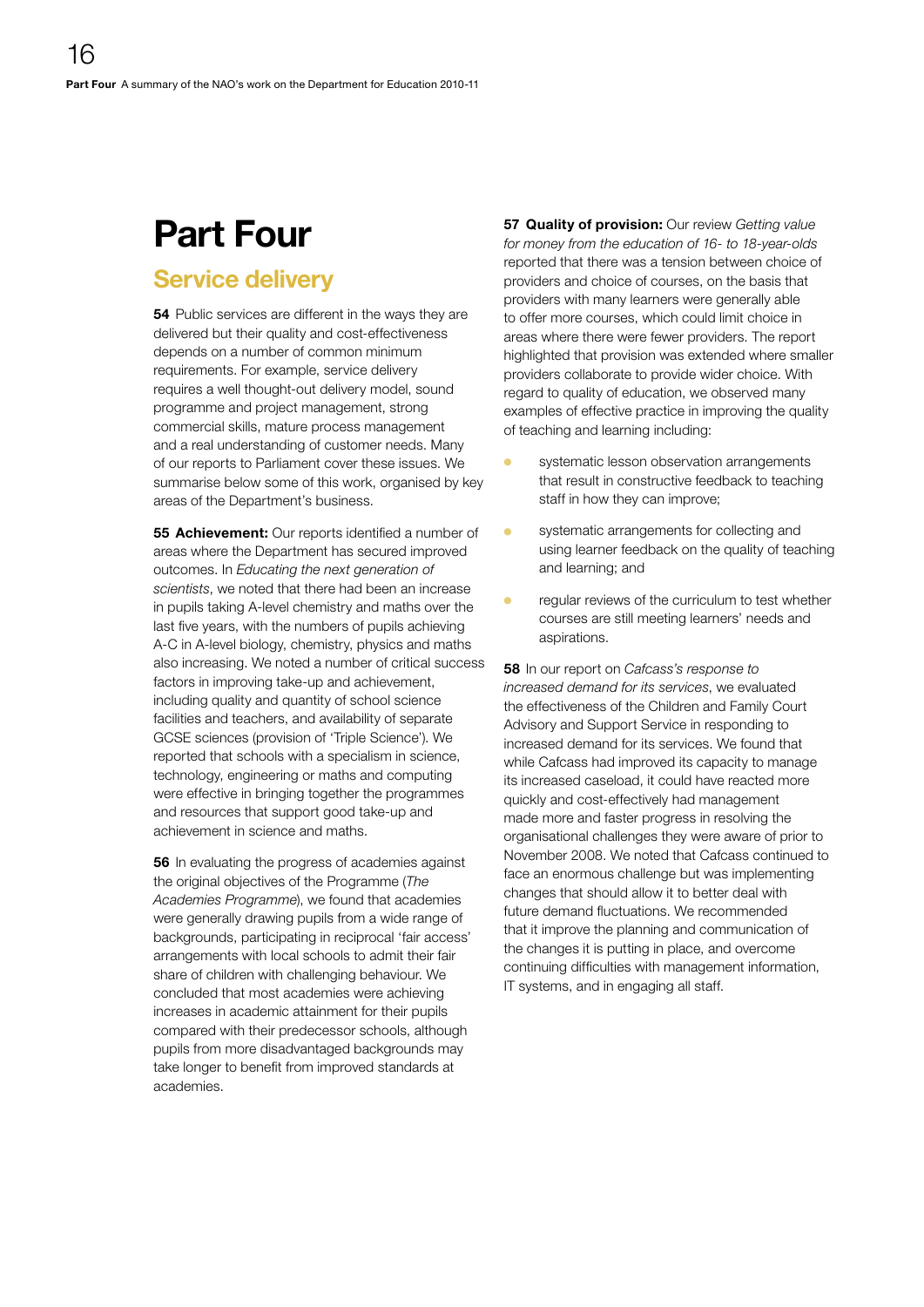# Part Four

## Service delivery

**54** Public services are different in the ways they are delivered but their quality and cost-effectiveness depends on a number of common minimum requirements. For example, service delivery requires a well thought-out delivery model, sound programme and project management, strong commercial skills, mature process management and a real understanding of customer needs. Many of our reports to Parliament cover these issues. We summarise below some of this work, organised by key areas of the Department's business.

**55 Achievement:** Our reports identified a number of areas where the Department has secured improved outcomes. In *Educating the next generation of scientists*, we noted that there had been an increase in pupils taking A-level chemistry and maths over the last five years, with the numbers of pupils achieving A-C in A-level biology, chemistry, physics and maths also increasing. We noted a number of critical success factors in improving take-up and achievement, including quality and quantity of school science facilities and teachers, and availability of separate GCSE sciences (provision of 'Triple Science'). We reported that schools with a specialism in science, technology, engineering or maths and computing were effective in bringing together the programmes and resources that support good take-up and achievement in science and maths.

**56** In evaluating the progress of academies against the original objectives of the Programme (*The Academies Programme*), we found that academies were generally drawing pupils from a wide range of backgrounds, participating in reciprocal 'fair access' arrangements with local schools to admit their fair share of children with challenging behaviour. We concluded that most academies were achieving increases in academic attainment for their pupils compared with their predecessor schools, although pupils from more disadvantaged backgrounds may take longer to benefit from improved standards at academies.

**57 Quality of provision:** Our review *Getting value for money from the education of 16- to 18-year-olds* reported that there was a tension between choice of providers and choice of courses, on the basis that providers with many learners were generally able to offer more courses, which could limit choice in areas where there were fewer providers. The report highlighted that provision was extended where smaller providers collaborate to provide wider choice. With regard to quality of education, we observed many examples of effective practice in improving the quality of teaching and learning including:

- systematic lesson observation arrangements that result in constructive feedback to teaching staff in how they can improve;
- systematic arrangements for collecting and using learner feedback on the quality of teaching and learning; and
- regular reviews of the curriculum to test whether courses are still meeting learners' needs and aspirations.

**58** In our report on *Cafcass's response to increased demand for its services*, we evaluated the effectiveness of the Children and Family Court Advisory and Support Service in responding to increased demand for its services. We found that while Cafcass had improved its capacity to manage its increased caseload, it could have reacted more quickly and cost-effectively had management made more and faster progress in resolving the organisational challenges they were aware of prior to November 2008. We noted that Cafcass continued to face an enormous challenge but was implementing changes that should allow it to better deal with future demand fluctuations. We recommended that it improve the planning and communication of the changes it is putting in place, and overcome continuing difficulties with management information, IT systems, and in engaging all staff.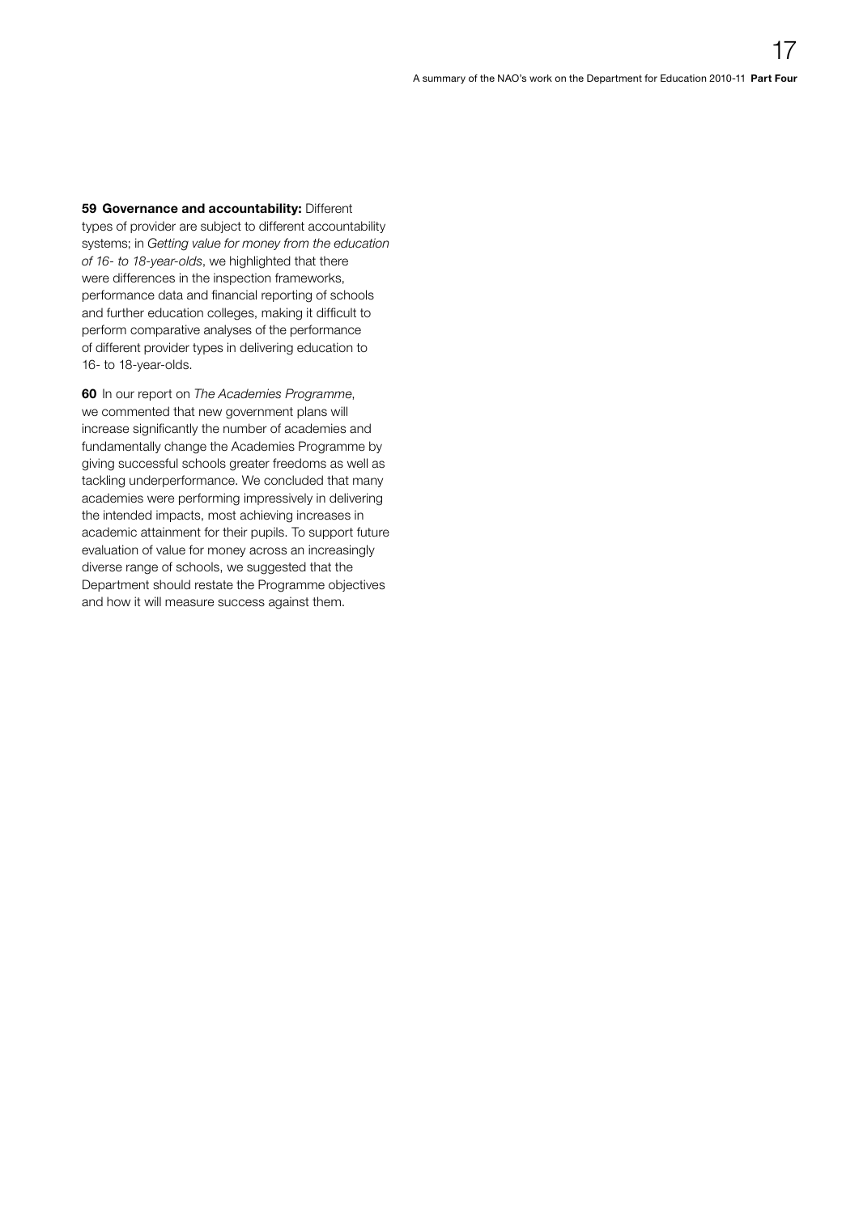**59 Governance and accountability:** Different types of provider are subject to different accountability systems; in *Getting value for money from the education of 16- to 18-year-olds*, we highlighted that there were differences in the inspection frameworks, performance data and financial reporting of schools and further education colleges, making it difficult to perform comparative analyses of the performance of different provider types in delivering education to 16- to 18-year-olds.

**60** In our report on *The Academies Programme*, we commented that new government plans will increase significantly the number of academies and fundamentally change the Academies Programme by giving successful schools greater freedoms as well as tackling underperformance. We concluded that many academies were performing impressively in delivering the intended impacts, most achieving increases in academic attainment for their pupils. To support future evaluation of value for money across an increasingly diverse range of schools, we suggested that the Department should restate the Programme objectives and how it will measure success against them.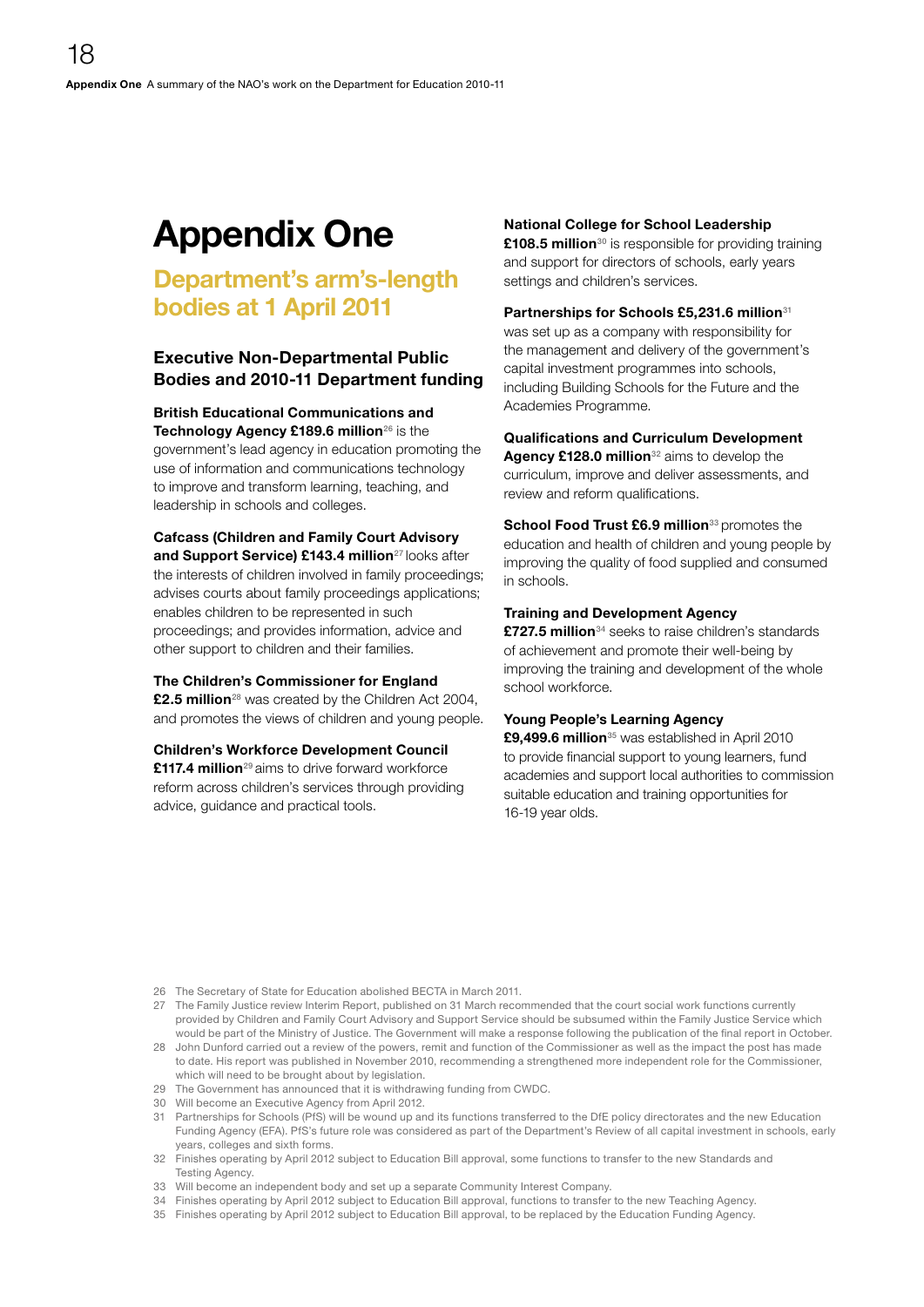# Appendix One

## Department's arm's-length bodies at 1 April 2011

### Executive Non-Departmental Public Bodies and 2010-11 Department funding

**British Educational Communications and Technology Agency £189.6 million**[26] is the government's lead agency in education promoting the use of information and communications technology to improve and transform learning, teaching, and leadership in schools and colleges.

**Cafcass (Children and Family Court Advisory and Support Service) £143.4 million**[27] looks after the interests of children involved in family proceedings; advises courts about family proceedings applications; enables children to be represented in such proceedings; and provides information, advice and other support to children and their families.

**The Children's Commissioner for England £2.5 million**[28] was created by the Children Act 2004, and promotes the views of children and young people.

**Children's Workforce Development Council £117.4 million**[29] aims to drive forward workforce reform across children's services through providing advice, guidance and practical tools.

**National College for School Leadership £108.5 million**[30] is responsible for providing training and support for directors of schools, early years settings and children's services.

**Partnerships for Schools £5,231.6 million**[31] was set up as a company with responsibility for the management and delivery of the government's capital investment programmes into schools, including Building Schools for the Future and the Academies Programme.

**Qualifications and Curriculum Development Agency £128.0 million**[32] aims to develop the curriculum, improve and deliver assessments, and review and reform qualifications.

**School Food Trust £6.9 million**[33] promotes the education and health of children and young people by improving the quality of food supplied and consumed in schools.

**Training and Development Agency £727.5 million**[34] seeks to raise children's standards of achievement and promote their well-being by improving the training and development of the whole school workforce.

**Young People's Learning Agency £9,499.6 million**[35] was established in April 2010 to provide financial support to young learners, fund academies and support local authorities to commission suitable education and training opportunities for 16-19 year olds.

26 The Secretary of State for Education abolished BECTA in March 2011.

27 The Family Justice review Interim Report, published on 31 March recommended that the court social work functions currently provided by Children and Family Court Advisory and Support Service should be subsumed within the Family Justice Service which would be part of the Ministry of Justice. The Government will make a response following the publication of the final report in October.

28 John Dunford carried out a review of the powers, remit and function of the Commissioner as well as the impact the post has made to date. His report was published in November 2010, recommending a strengthened more independent role for the Commissioner, which will need to be brought about by legislation.

29 The Government has announced that it is withdrawing funding from CWDC.

30 Will become an Executive Agency from April 2012.

31 Partnerships for Schools (PfS) will be wound up and its functions transferred to the DfE policy directorates and the new Education Funding Agency (EFA). PfS's future role was considered as part of the Department's Review of all capital investment in schools, early years, colleges and sixth forms.

32 Finishes operating by April 2012 subject to Education Bill approval, some functions to transfer to the new Standards and Testing Agency.

33 Will become an independent body and set up a separate Community Interest Company.

34 Finishes operating by April 2012 subject to Education Bill approval, functions to transfer to the new Teaching Agency.

35 Finishes operating by April 2012 subject to Education Bill approval, to be replaced by the Education Funding Agency.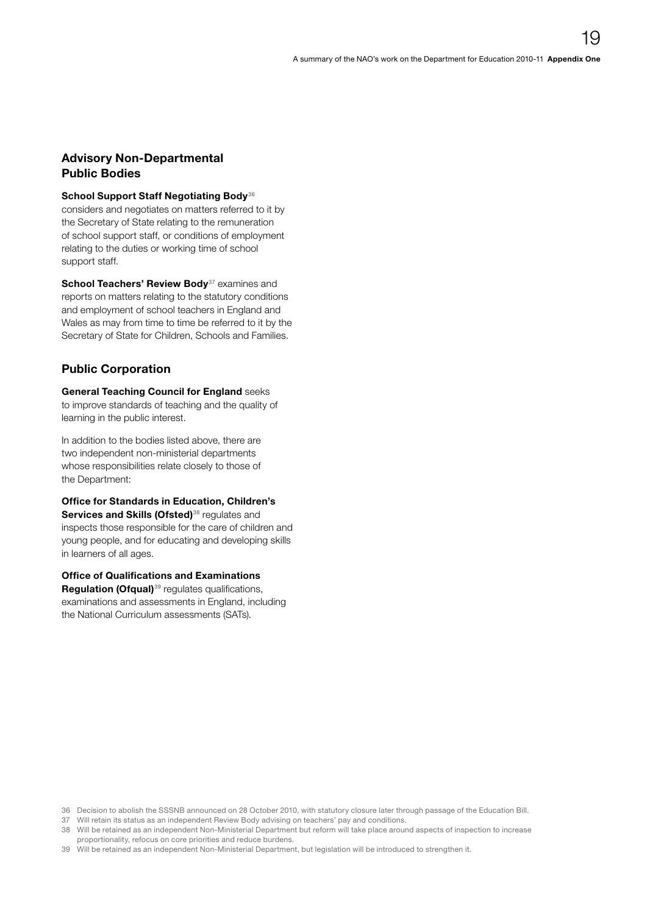## Advisory Non-Departmental Public Bodies

**School Support Staff Negotiating Body**[36] considers and negotiates on matters referred to it by the Secretary of State relating to the remuneration of school support staff, or conditions of employment relating to the duties or working time of school support staff.

**School Teachers' Review Body**[37] examines and reports on matters relating to the statutory conditions and employment of school teachers in England and Wales as may from time to time be referred to it by the Secretary of State for Children, Schools and Families.

## Public Corporation

**General Teaching Council for England** seeks to improve standards of teaching and the quality of learning in the public interest.

In addition to the bodies listed above, there are two independent non-ministerial departments whose responsibilities relate closely to those of the Department:

**Office for Standards in Education, Children's Services and Skills (Ofsted)**[38] regulates and inspects those responsible for the care of children and young people, and for educating and developing skills in learners of all ages.

**Office of Qualifications and Examinations Regulation (Ofqual)**[39] regulates qualifications, examinations and assessments in England, including the National Curriculum assessments (SATs).

36 Decision to abolish the SSSNB announced on 28 October 2010, with statutory closure later through passage of the Education Bill.

37 Will retain its status as an independent Review Body advising on teachers' pay and conditions.

38 Will be retained as an independent Non-Ministerial Department but reform will take place around aspects of inspection to increase proportionality, refocus on core priorities and reduce burdens.

39 Will be retained as an independent Non-Ministerial Department, but legislation will be introduced to strengthen it.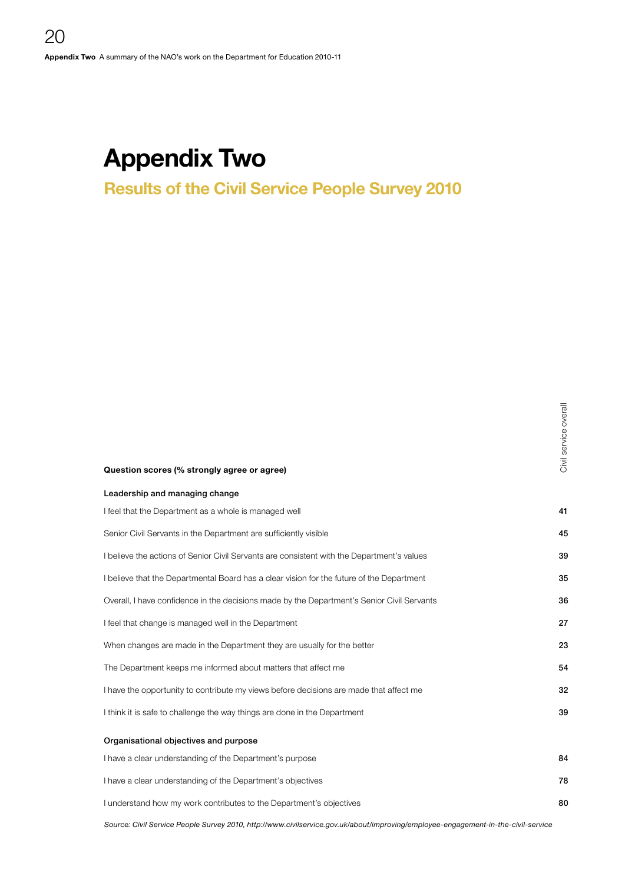# Appendix Two

## Results of the Civil Service People Survey 2010

| Question scores (% strongly agree or agree) | Civil service overall |
|---|---|
| **Leadership and managing change** | |
| I feel that the Department as a whole is managed well | 41 |
| Senior Civil Servants in the Department are sufficiently visible | 45 |
| I believe the actions of Senior Civil Servants are consistent with the Department's values | 39 |
| I believe that the Departmental Board has a clear vision for the future of the Department | 35 |
| Overall, I have confidence in the decisions made by the Department's Senior Civil Servants | 36 |
| I feel that change is managed well in the Department | 27 |
| When changes are made in the Department they are usually for the better | 23 |
| The Department keeps me informed about matters that affect me | 54 |
| I have the opportunity to contribute my views before decisions are made that affect me | 32 |
| I think it is safe to challenge the way things are done in the Department | 39 |
| **Organisational objectives and purpose** | |
| I have a clear understanding of the Department's purpose | 84 |
| I have a clear understanding of the Department's objectives | 78 |
| I understand how my work contributes to the Department's objectives | 80 |

*Source: Civil Service People Survey 2010, http://www.civilservice.gov.uk/about/improving/employee-engagement-in-the-civil-service*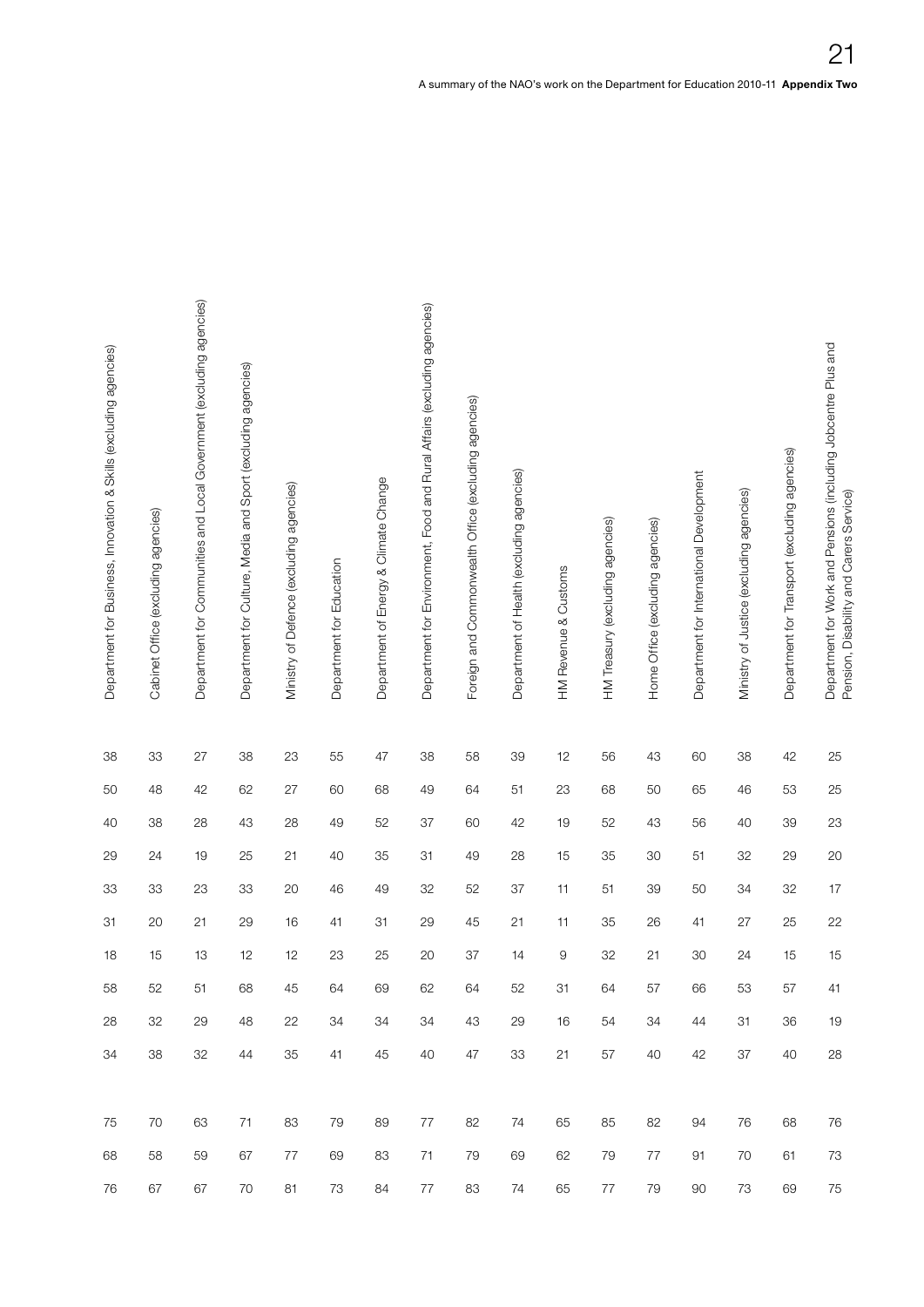| Department for Business, Innovation & Skills (excluding agencies) | Cabinet Office (excluding agencies) | Department for Communities and Local Government (excluding agencies) | Department for Culture, Media and Sport (excluding agencies) | Ministry of Defence (excluding agencies) | Department for Education | Department of Energy & Climate Change | Department for Environment, Food and Rural Affairs (excluding agencies) | Foreign and Commonwealth Office (excluding agencies) | Department of Health (excluding agencies) | HM Revenue & Customs | HM Treasury (excluding agencies) | Home Office (excluding agencies) | Department for International Development | Ministry of Justice (excluding agencies) | Department for Transport (excluding agencies) | Department for Work and Pensions (including Jobcentre Plus and Pension, Disability and Carers Service) |
|---|---|---|---|---|---|---|---|---|---|---|---|---|---|---|---|---|
| 38 | 33 | 27 | 38 | 23 | 55 | 47 | 38 | 58 | 39 | 12 | 56 | 43 | 60 | 38 | 42 | 25 |
| 50 | 48 | 42 | 62 | 27 | 60 | 68 | 49 | 64 | 51 | 23 | 68 | 50 | 65 | 46 | 53 | 25 |
| 40 | 38 | 28 | 43 | 28 | 49 | 52 | 37 | 60 | 42 | 19 | 52 | 43 | 56 | 40 | 39 | 23 |
| 29 | 24 | 19 | 25 | 21 | 40 | 35 | 31 | 49 | 28 | 15 | 35 | 30 | 51 | 32 | 29 | 20 |
| 33 | 33 | 23 | 33 | 20 | 46 | 49 | 32 | 52 | 37 | 11 | 51 | 39 | 50 | 34 | 32 | 17 |
| 31 | 20 | 21 | 29 | 16 | 41 | 31 | 29 | 45 | 21 | 11 | 35 | 26 | 41 | 27 | 25 | 22 |
| 18 | 15 | 13 | 12 | 12 | 23 | 25 | 20 | 37 | 14 | 9 | 32 | 21 | 30 | 24 | 15 | 15 |
| 58 | 52 | 51 | 68 | 45 | 64 | 69 | 62 | 64 | 52 | 31 | 64 | 57 | 66 | 53 | 57 | 41 |
| 28 | 32 | 29 | 48 | 22 | 34 | 34 | 34 | 43 | 29 | 16 | 54 | 34 | 44 | 31 | 36 | 19 |
| 34 | 38 | 32 | 44 | 35 | 41 | 45 | 40 | 47 | 33 | 21 | 57 | 40 | 42 | 37 | 40 | 28 |
| | | | | | | | | | | | | | | | | |
| 75 | 70 | 63 | 71 | 83 | 79 | 89 | 77 | 82 | 74 | 65 | 85 | 82 | 94 | 76 | 68 | 76 |
| 68 | 58 | 59 | 67 | 77 | 69 | 83 | 71 | 79 | 69 | 62 | 79 | 77 | 91 | 70 | 61 | 73 |
| 76 | 67 | 67 | 70 | 81 | 73 | 84 | 77 | 83 | 74 | 65 | 77 | 79 | 90 | 73 | 69 | 75 |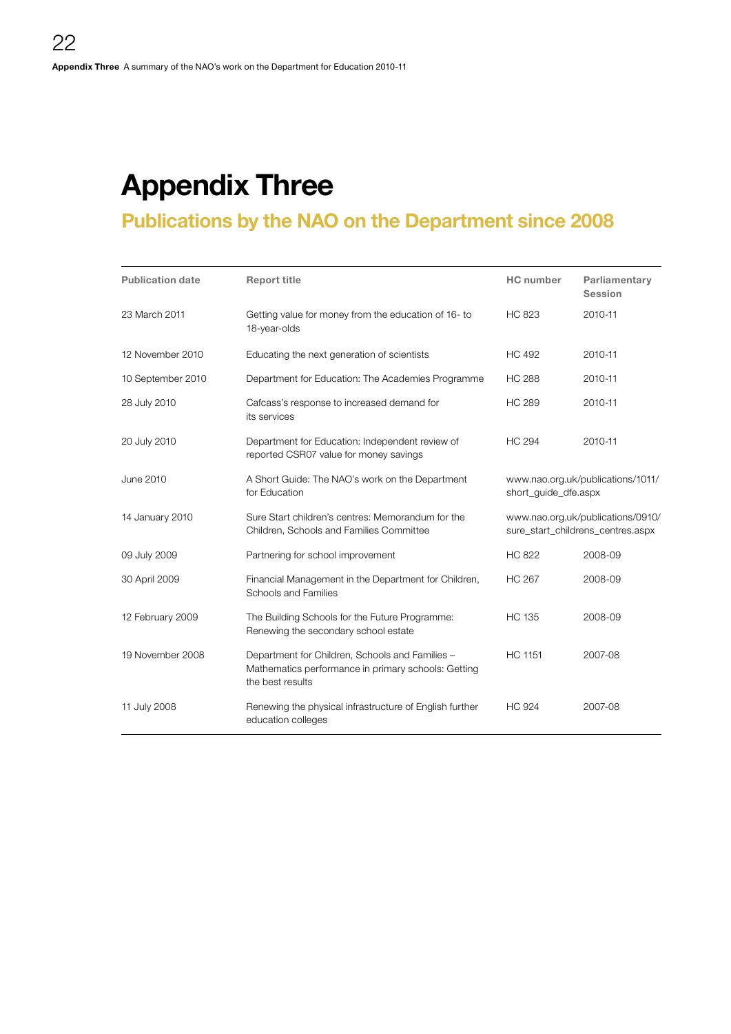# Appendix Three

## Publications by the NAO on the Department since 2008

| Publication date | Report title | HC number | Parliamentary Session |
|---|---|---|---|
| 23 March 2011 | Getting value for money from the education of 16- to 18-year-olds | HC 823 | 2010-11 |
| 12 November 2010 | Educating the next generation of scientists | HC 492 | 2010-11 |
| 10 September 2010 | Department for Education: The Academies Programme | HC 288 | 2010-11 |
| 28 July 2010 | Cafcass's response to increased demand for its services | HC 289 | 2010-11 |
| 20 July 2010 | Department for Education: Independent review of reported CSR07 value for money savings | HC 294 | 2010-11 |
| June 2010 | A Short Guide: The NAO's work on the Department for Education | www.nao.org.uk/publications/1011/short_guide_dfe.aspx | |
| 14 January 2010 | Sure Start children's centres: Memorandum for the Children, Schools and Families Committee | www.nao.org.uk/publications/0910/sure_start_childrens_centres.aspx | |
| 09 July 2009 | Partnering for school improvement | HC 822 | 2008-09 |
| 30 April 2009 | Financial Management in the Department for Children, Schools and Families | HC 267 | 2008-09 |
| 12 February 2009 | The Building Schools for the Future Programme: Renewing the secondary school estate | HC 135 | 2008-09 |
| 19 November 2008 | Department for Children, Schools and Families – Mathematics performance in primary schools: Getting the best results | HC 1151 | 2007-08 |
| 11 July 2008 | Renewing the physical infrastructure of English further education colleges | HC 924 | 2007-08 |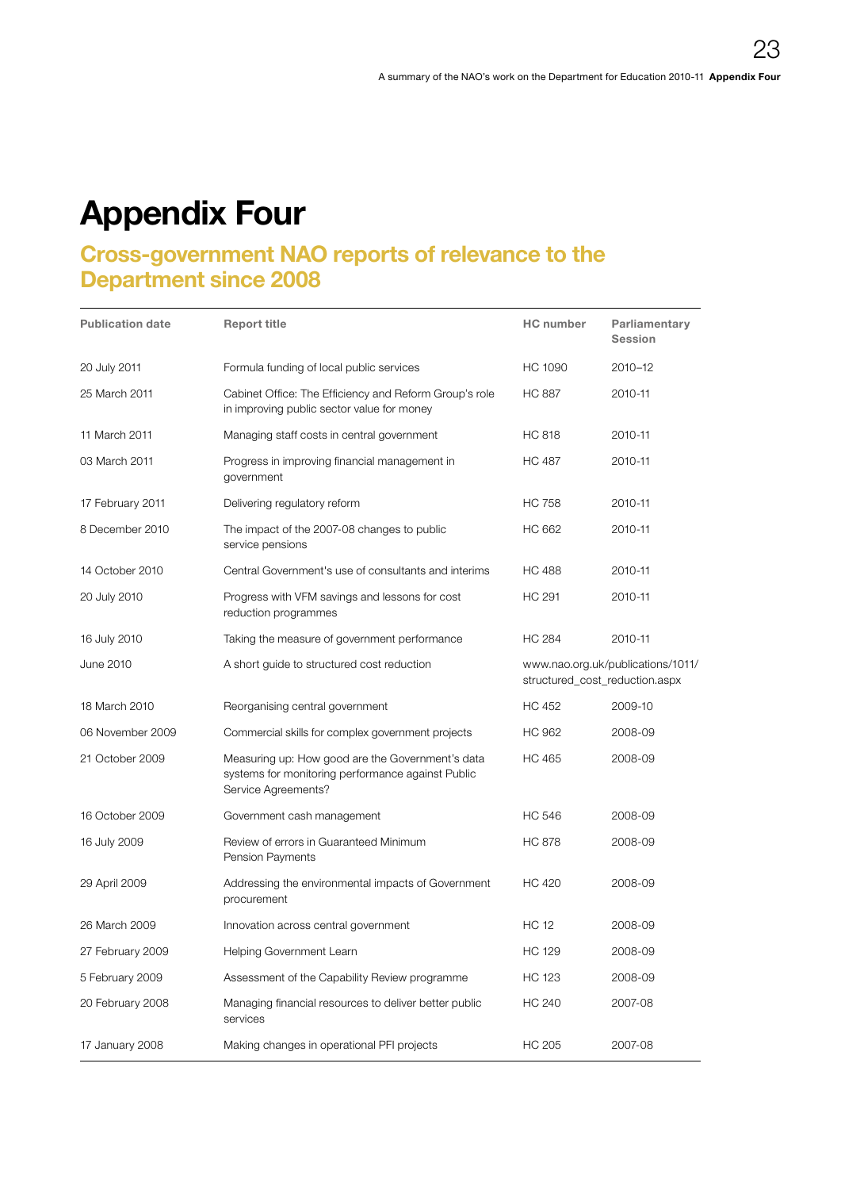# Appendix Four

## Cross-government NAO reports of relevance to the Department since 2008

| Publication date | Report title | HC number | Parliamentary Session |
|---|---|---|---|
| 20 July 2011 | Formula funding of local public services | HC 1090 | 2010–12 |
| 25 March 2011 | Cabinet Office: The Efficiency and Reform Group's role in improving public sector value for money | HC 887 | 2010-11 |
| 11 March 2011 | Managing staff costs in central government | HC 818 | 2010-11 |
| 03 March 2011 | Progress in improving financial management in government | HC 487 | 2010-11 |
| 17 February 2011 | Delivering regulatory reform | HC 758 | 2010-11 |
| 8 December 2010 | The impact of the 2007-08 changes to public service pensions | HC 662 | 2010-11 |
| 14 October 2010 | Central Government's use of consultants and interims | HC 488 | 2010-11 |
| 20 July 2010 | Progress with VFM savings and lessons for cost reduction programmes | HC 291 | 2010-11 |
| 16 July 2010 | Taking the measure of government performance | HC 284 | 2010-11 |
| June 2010 | A short guide to structured cost reduction | www.nao.org.uk/publications/1011/structured_cost_reduction.aspx | |
| 18 March 2010 | Reorganising central government | HC 452 | 2009-10 |
| 06 November 2009 | Commercial skills for complex government projects | HC 962 | 2008-09 |
| 21 October 2009 | Measuring up: How good are the Government's data systems for monitoring performance against Public Service Agreements? | HC 465 | 2008-09 |
| 16 October 2009 | Government cash management | HC 546 | 2008-09 |
| 16 July 2009 | Review of errors in Guaranteed Minimum Pension Payments | HC 878 | 2008-09 |
| 29 April 2009 | Addressing the environmental impacts of Government procurement | HC 420 | 2008-09 |
| 26 March 2009 | Innovation across central government | HC 12 | 2008-09 |
| 27 February 2009 | Helping Government Learn | HC 129 | 2008-09 |
| 5 February 2009 | Assessment of the Capability Review programme | HC 123 | 2008-09 |
| 20 February 2008 | Managing financial resources to deliver better public services | HC 240 | 2007-08 |
| 17 January 2008 | Making changes in operational PFI projects | HC 205 | 2007-08 |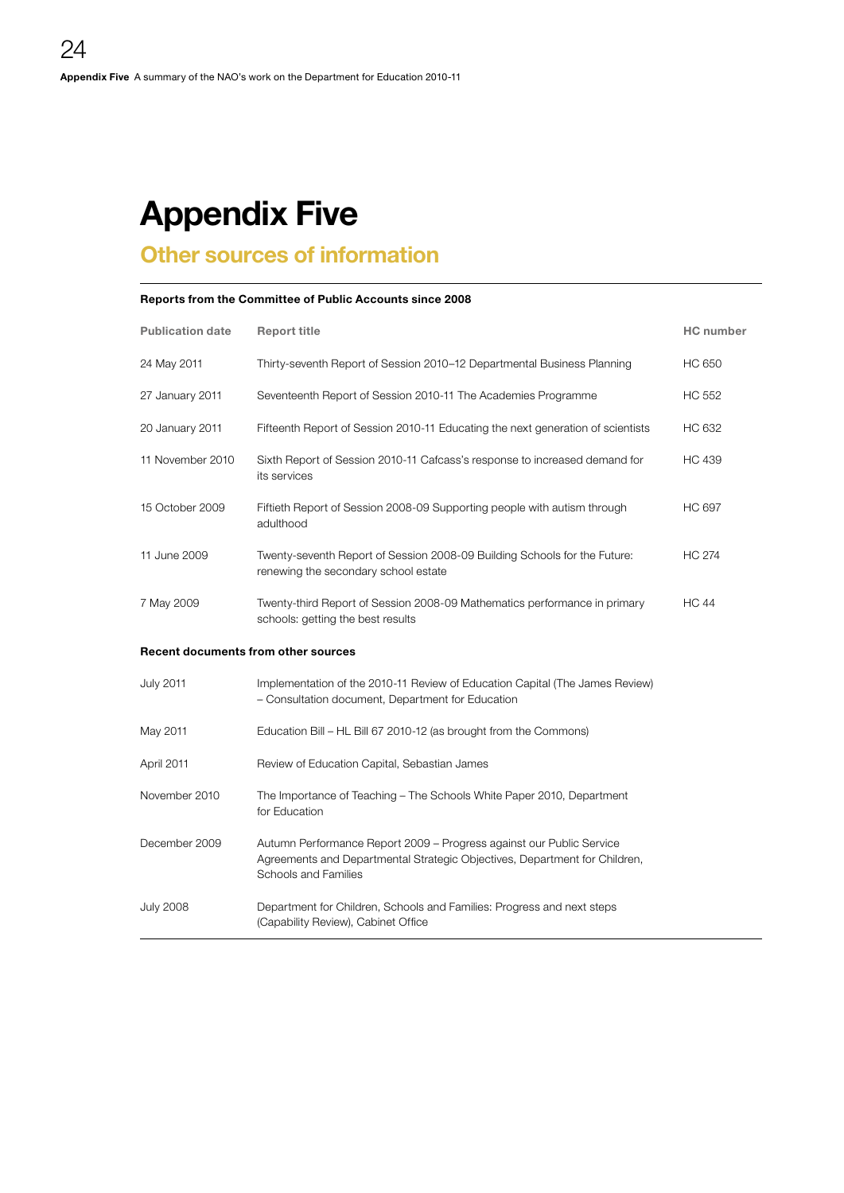# Appendix Five

## Other sources of information

**Reports from the Committee of Public Accounts since 2008**

| Publication date | Report title | HC number |
|---|---|---|
| 24 May 2011 | Thirty-seventh Report of Session 2010–12 Departmental Business Planning | HC 650 |
| 27 January 2011 | Seventeenth Report of Session 2010-11 The Academies Programme | HC 552 |
| 20 January 2011 | Fifteenth Report of Session 2010-11 Educating the next generation of scientists | HC 632 |
| 11 November 2010 | Sixth Report of Session 2010-11 Cafcass's response to increased demand for its services | HC 439 |
| 15 October 2009 | Fiftieth Report of Session 2008-09 Supporting people with autism through adulthood | HC 697 |
| 11 June 2009 | Twenty-seventh Report of Session 2008-09 Building Schools for the Future: renewing the secondary school estate | HC 274 |
| 7 May 2009 | Twenty-third Report of Session 2008-09 Mathematics performance in primary schools: getting the best results | HC 44 |

**Recent documents from other sources**

| Date | Document |
|---|---|
| July 2011 | Implementation of the 2010-11 Review of Education Capital (The James Review) – Consultation document, Department for Education |
| May 2011 | Education Bill – HL Bill 67 2010-12 (as brought from the Commons) |
| April 2011 | Review of Education Capital, Sebastian James |
| November 2010 | The Importance of Teaching – The Schools White Paper 2010, Department for Education |
| December 2009 | Autumn Performance Report 2009 – Progress against our Public Service Agreements and Departmental Strategic Objectives, Department for Children, Schools and Families |
| July 2008 | Department for Children, Schools and Families: Progress and next steps (Capability Review), Cabinet Office |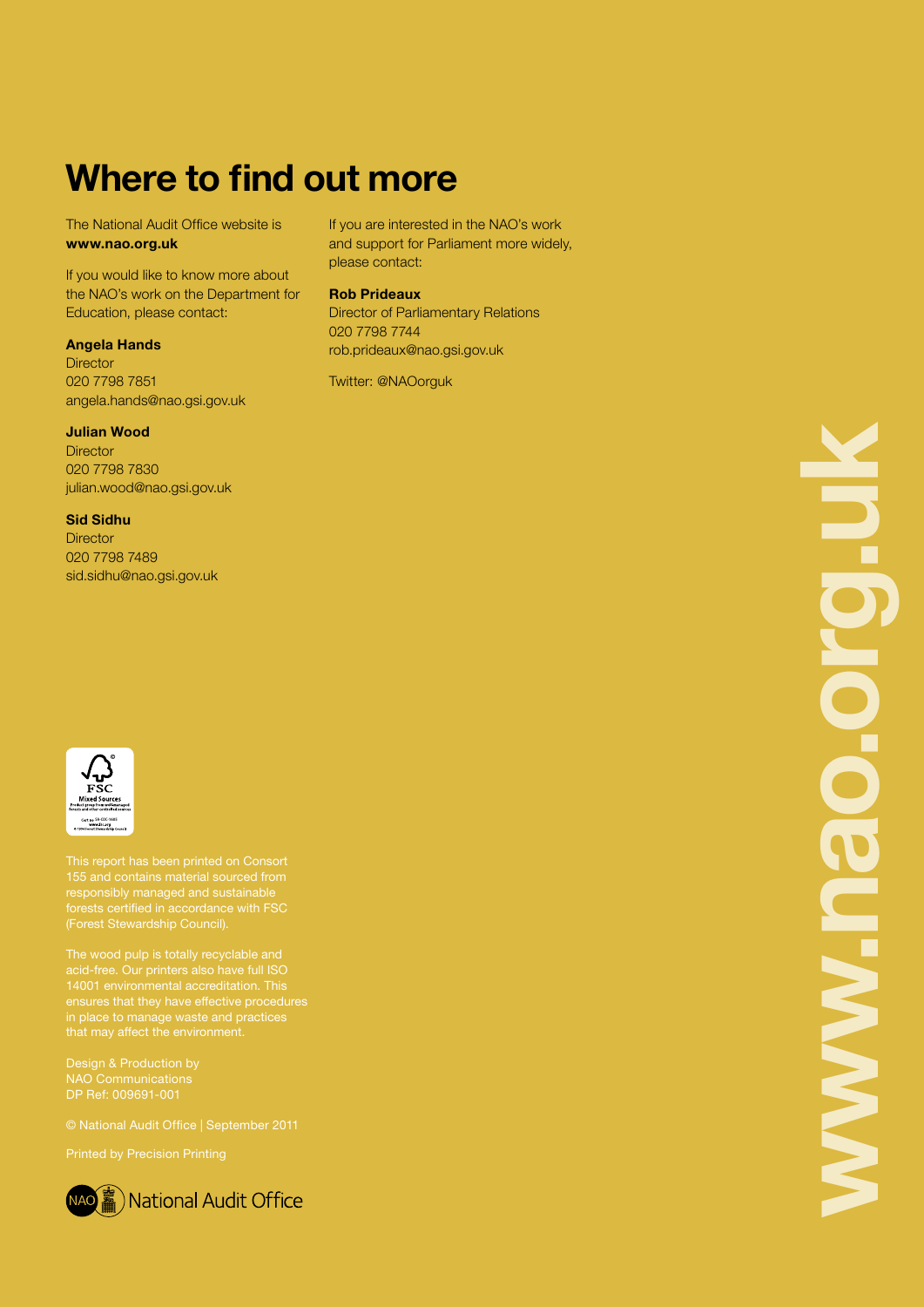# Where to find out more

The National Audit Office website is **www.nao.org.uk**

If you would like to know more about the NAO's work on the Department for Education, please contact:

**Angela Hands**
Director
020 7798 7851
angela.hands@nao.gsi.gov.uk

**Julian Wood**
Director
020 7798 7830
julian.wood@nao.gsi.gov.uk

**Sid Sidhu**
Director
020 7798 7489
sid.sidhu@nao.gsi.gov.uk

If you are interested in the NAO's work and support for Parliament more widely, please contact:

**Rob Prideaux**
Director of Parliamentary Relations
020 7798 7744
rob.prideaux@nao.gsi.gov.uk

Twitter: @NAOorguk

This report has been printed on Consort 155 and contains material sourced from responsibly managed and sustainable forests certified in accordance with FSC (Forest Stewardship Council).

The wood pulp is totally recyclable and acid-free. Our printers also have full ISO 14001 environmental accreditation. This ensures that they have effective procedures in place to manage waste and practices that may affect the environment.

Design & Production by
NAO Communications
DP Ref: 009691-001

© National Audit Office | September 2011

Printed by Precision Printing

National Audit Office

www.nao.org.uk